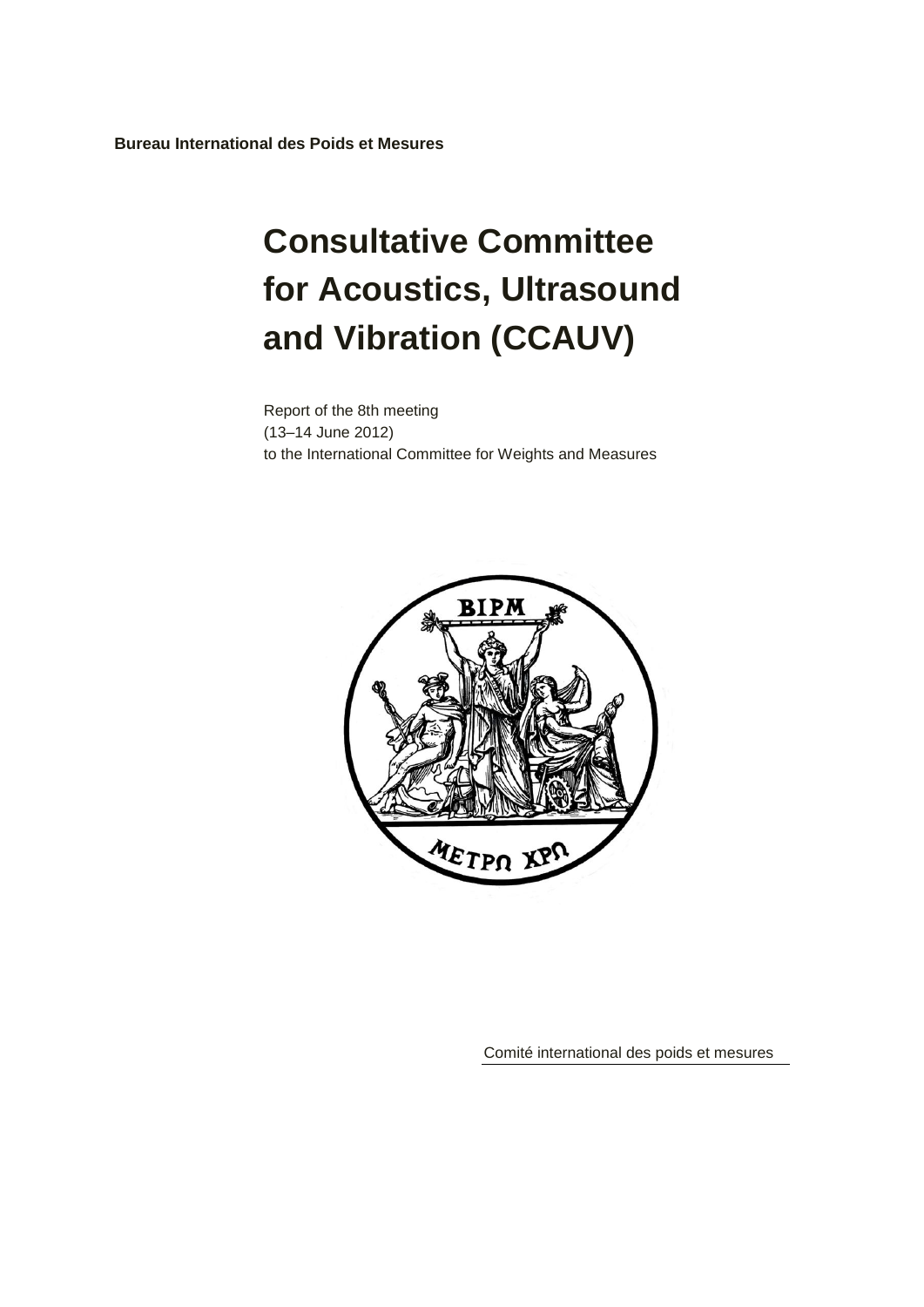**Bureau International des Poids et Mesures**

# Consultative Committee for Acoustics, Ultrasound and Vibration (CCAUV)

Report of the 8th meeting
(13–14 June 2012)
to the International Committee for Weights and Measures

Comité international des poids et mesures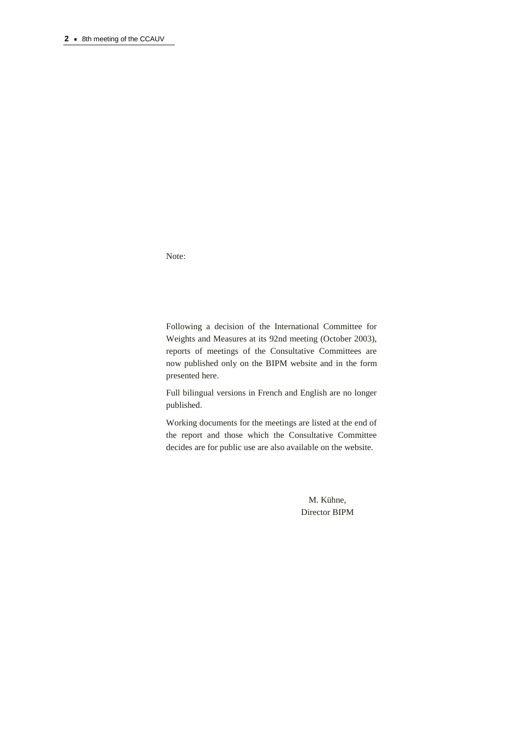Note:

Following a decision of the International Committee for Weights and Measures at its 92nd meeting (October 2003), reports of meetings of the Consultative Committees are now published only on the BIPM website and in the form presented here.

Full bilingual versions in French and English are no longer published.

Working documents for the meetings are listed at the end of the report and those which the Consultative Committee decides are for public use are also available on the website.

M. Kühne,
Director BIPM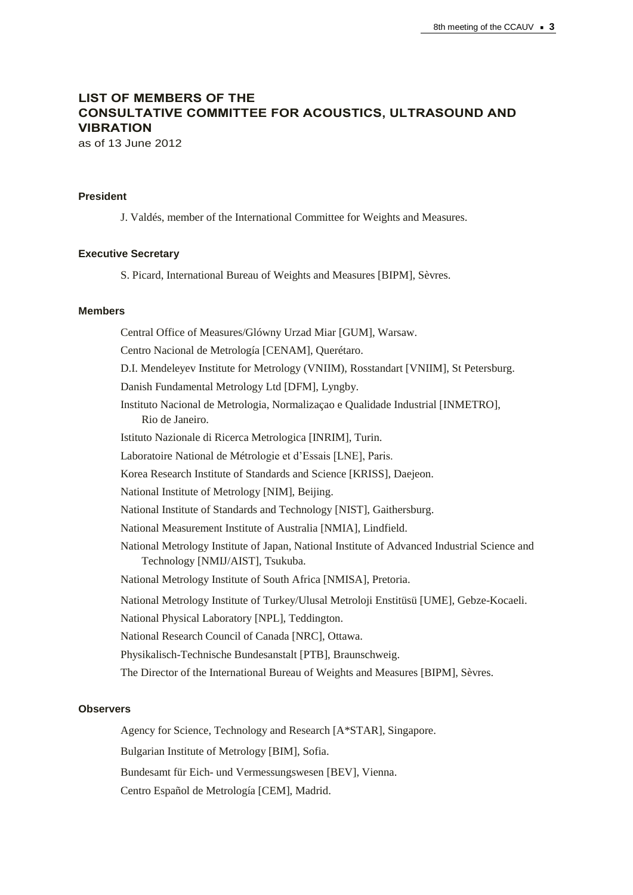# LIST OF MEMBERS OF THE CONSULTATIVE COMMITTEE FOR ACOUSTICS, ULTRASOUND AND VIBRATION

as of 13 June 2012

**President**

J. Valdés, member of the International Committee for Weights and Measures.

**Executive Secretary**

S. Picard, International Bureau of Weights and Measures [BIPM], Sèvres.

**Members**

Central Office of Measures/Glówny Urzad Miar [GUM], Warsaw.

Centro Nacional de Metrología [CENAM], Querétaro.

D.I. Mendeleyev Institute for Metrology (VNIIM), Rosstandart [VNIIM], St Petersburg.

Danish Fundamental Metrology Ltd [DFM], Lyngby.

Instituto Nacional de Metrologia, Normalizaçao e Qualidade Industrial [INMETRO], Rio de Janeiro.

Istituto Nazionale di Ricerca Metrologica [INRIM], Turin.

Laboratoire National de Métrologie et d'Essais [LNE], Paris.

Korea Research Institute of Standards and Science [KRISS], Daejeon.

National Institute of Metrology [NIM], Beijing.

National Institute of Standards and Technology [NIST], Gaithersburg.

National Measurement Institute of Australia [NMIA], Lindfield.

National Metrology Institute of Japan, National Institute of Advanced Industrial Science and Technology [NMIJ/AIST], Tsukuba.

National Metrology Institute of South Africa [NMISA], Pretoria.

National Metrology Institute of Turkey/Ulusal Metroloji Enstitüsü [UME], Gebze-Kocaeli.

National Physical Laboratory [NPL], Teddington.

National Research Council of Canada [NRC], Ottawa.

Physikalisch-Technische Bundesanstalt [PTB], Braunschweig.

The Director of the International Bureau of Weights and Measures [BIPM], Sèvres.

**Observers**

Agency for Science, Technology and Research [A*STAR], Singapore.

Bulgarian Institute of Metrology [BIM], Sofia.

Bundesamt für Eich- und Vermessungswesen [BEV], Vienna.

Centro Español de Metrología [CEM], Madrid.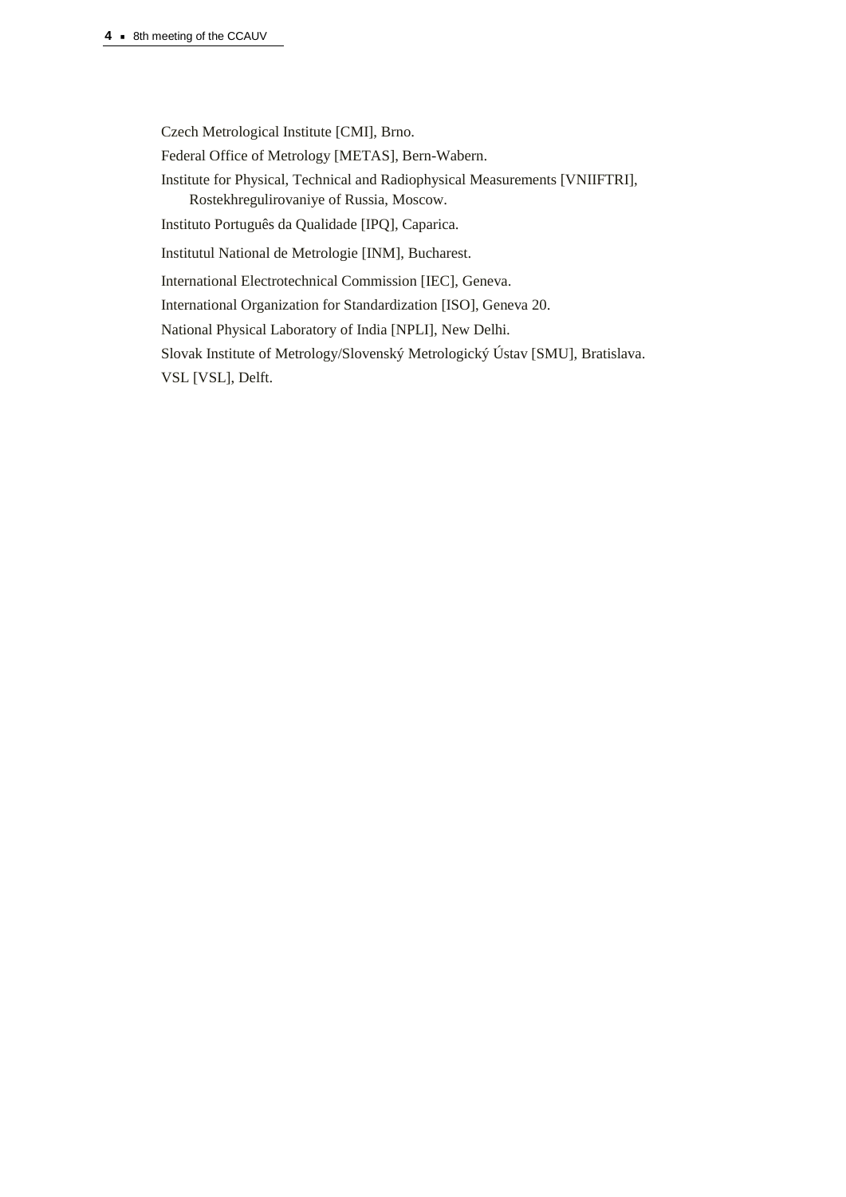Czech Metrological Institute [CMI], Brno.

Federal Office of Metrology [METAS], Bern-Wabern.

Institute for Physical, Technical and Radiophysical Measurements [VNIIFTRI], Rostekhregulirovaniye of Russia, Moscow.

Instituto Português da Qualidade [IPQ], Caparica.

Institutul National de Metrologie [INM], Bucharest.

International Electrotechnical Commission [IEC], Geneva.

International Organization for Standardization [ISO], Geneva 20.

National Physical Laboratory of India [NPLI], New Delhi.

Slovak Institute of Metrology/Slovenský Metrologický Ústav [SMU], Bratislava.

VSL [VSL], Delft.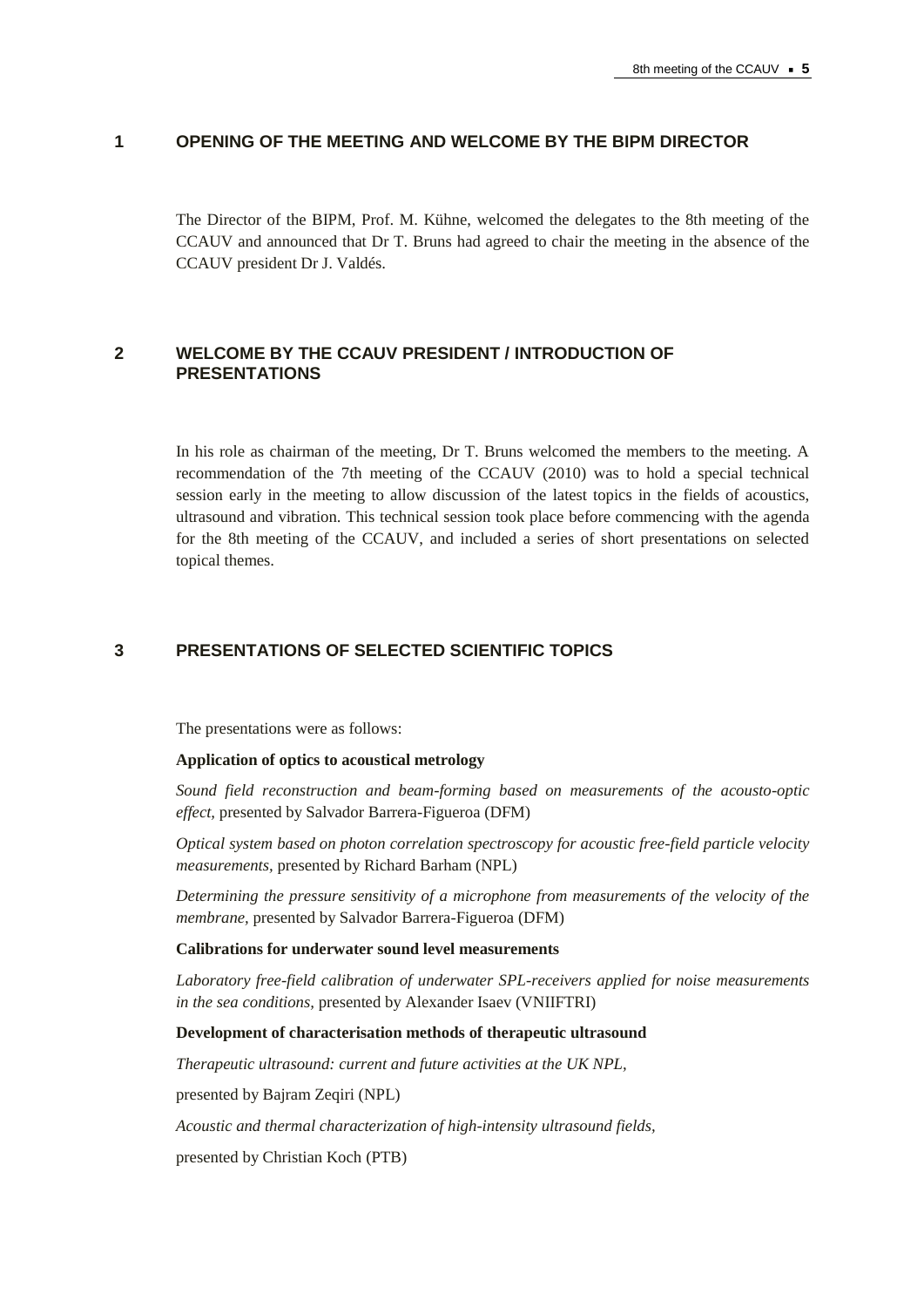## 1 OPENING OF THE MEETING AND WELCOME BY THE BIPM DIRECTOR

The Director of the BIPM, Prof. M. Kühne, welcomed the delegates to the 8th meeting of the CCAUV and announced that Dr T. Bruns had agreed to chair the meeting in the absence of the CCAUV president Dr J. Valdés.

## 2 WELCOME BY THE CCAUV PRESIDENT / INTRODUCTION OF PRESENTATIONS

In his role as chairman of the meeting, Dr T. Bruns welcomed the members to the meeting. A recommendation of the 7th meeting of the CCAUV (2010) was to hold a special technical session early in the meeting to allow discussion of the latest topics in the fields of acoustics, ultrasound and vibration. This technical session took place before commencing with the agenda for the 8th meeting of the CCAUV, and included a series of short presentations on selected topical themes.

## 3 PRESENTATIONS OF SELECTED SCIENTIFIC TOPICS

The presentations were as follows:

**Application of optics to acoustical metrology**

*Sound field reconstruction and beam-forming based on measurements of the acousto-optic effect*, presented by Salvador Barrera-Figueroa (DFM)

*Optical system based on photon correlation spectroscopy for acoustic free-field particle velocity measurements*, presented by Richard Barham (NPL)

*Determining the pressure sensitivity of a microphone from measurements of the velocity of the membrane*, presented by Salvador Barrera-Figueroa (DFM)

**Calibrations for underwater sound level measurements**

*Laboratory free-field calibration of underwater SPL-receivers applied for noise measurements in the sea conditions,* presented by Alexander Isaev (VNIIFTRI)

**Development of characterisation methods of therapeutic ultrasound**

*Therapeutic ultrasound: current and future activities at the UK NPL,*

presented by Bajram Zeqiri (NPL)

*Acoustic and thermal characterization of high-intensity ultrasound fields,*

presented by Christian Koch (PTB)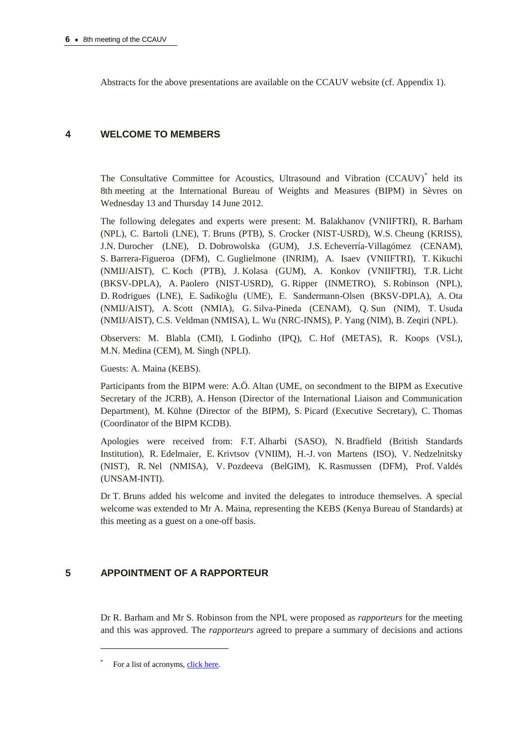Abstracts for the above presentations are available on the CCAUV website (cf. Appendix 1).

## 4 WELCOME TO MEMBERS

The Consultative Committee for Acoustics, Ultrasound and Vibration (CCAUV)* held its 8th meeting at the International Bureau of Weights and Measures (BIPM) in Sèvres on Wednesday 13 and Thursday 14 June 2012.

The following delegates and experts were present: M. Balakhanov (VNIIFTRI), R. Barham (NPL), C. Bartoli (LNE), T. Bruns (PTB), S. Crocker (NIST-USRD), W.S. Cheung (KRISS), J.N. Durocher (LNE), D. Dobrowolska (GUM), J.S. Echeverría-Villagómez (CENAM), S. Barrera-Figueroa (DFM), C. Guglielmone (INRIM), A. Isaev (VNIIFTRI), T. Kikuchi (NMIJ/AIST), C. Koch (PTB), J. Kolasa (GUM), A. Konkov (VNIIFTRI), T.R. Licht (BKSV-DPLA), A. Paolero (NIST-USRD), G. Ripper (INMETRO), S. Robinson (NPL), D. Rodrigues (LNE), E. Sadikoğlu (UME), E. Sandermann-Olsen (BKSV-DPLA), A. Ota (NMIJ/AIST), A. Scott (NMIA), G. Silva-Pineda (CENAM), Q. Sun (NIM), T. Usuda (NMIJ/AIST), C.S. Veldman (NMISA), L. Wu (NRC-INMS), P. Yang (NIM), B. Zeqiri (NPL).

Observers: M. Blabla (CMI), I. Godinho (IPQ), C. Hof (METAS), R. Koops (VSL), M.N. Medina (CEM), M. Singh (NPLI).

Guests: A. Maina (KEBS).

Participants from the BIPM were: A.Ö. Altan (UME, on secondment to the BIPM as Executive Secretary of the JCRB), A. Henson (Director of the International Liaison and Communication Department), M. Kühne (Director of the BIPM), S. Picard (Executive Secretary), C. Thomas (Coordinator of the BIPM KCDB).

Apologies were received from: F.T. Alharbi (SASO), N. Bradfield (British Standards Institution), R. Edelmaier, E. Krivtsov (VNIIM), H.-J. von Martens (ISO), V. Nedzelnitsky (NIST), R. Nel (NMISA), V. Pozdeeva (BelGIM), K. Rasmussen (DFM), Prof. Valdés (UNSAM-INTI).

Dr T. Bruns added his welcome and invited the delegates to introduce themselves. A special welcome was extended to Mr A. Maina, representing the KEBS (Kenya Bureau of Standards) at this meeting as a guest on a one-off basis.

## 5 APPOINTMENT OF A RAPPORTEUR

Dr R. Barham and Mr S. Robinson from the NPL were proposed as *rapporteurs* for the meeting and this was approved. The *rapporteurs* agreed to prepare a summary of decisions and actions

---

* For a list of acronyms, click here.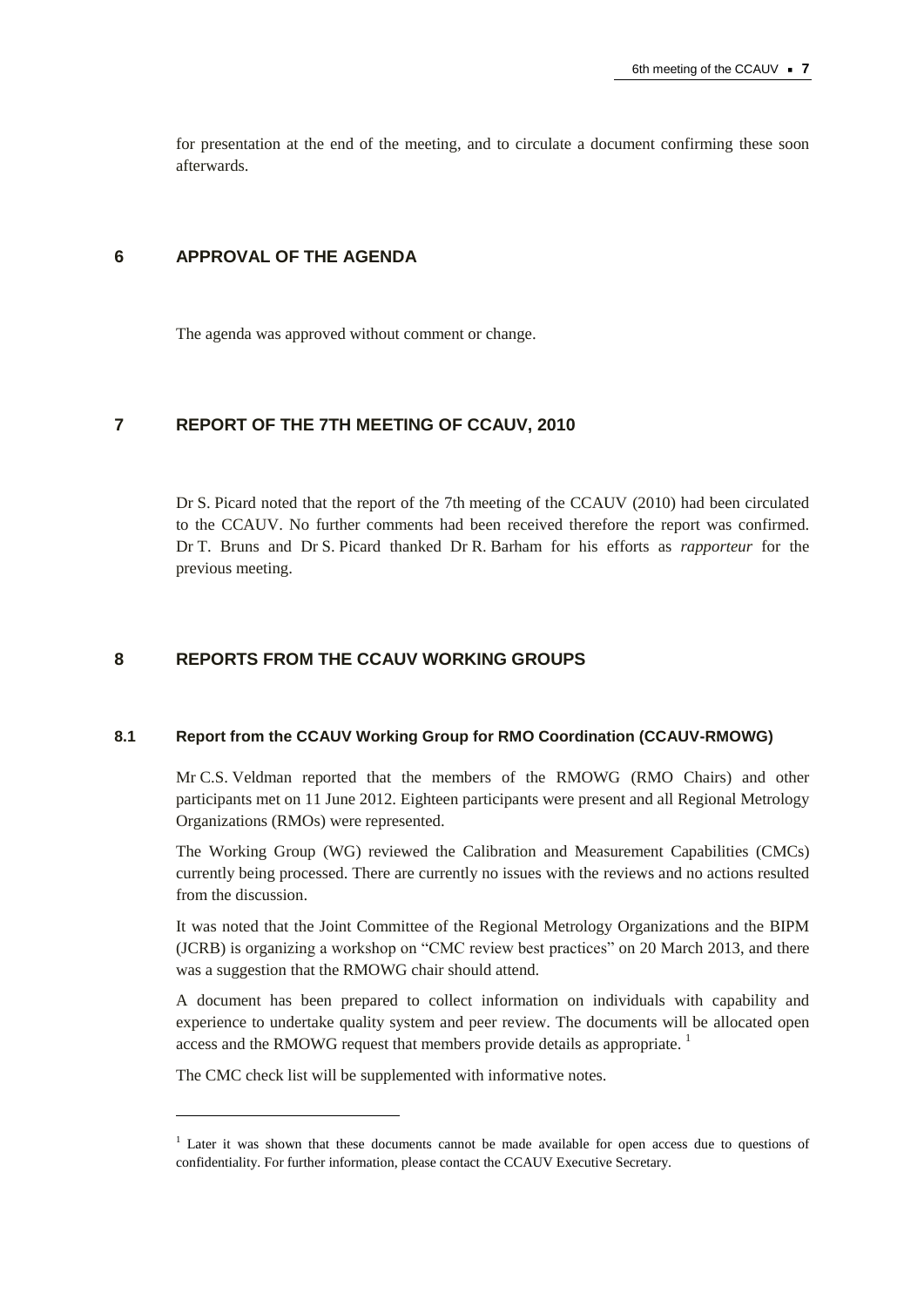for presentation at the end of the meeting, and to circulate a document confirming these soon afterwards.

## 6 APPROVAL OF THE AGENDA

The agenda was approved without comment or change.

## 7 REPORT OF THE 7TH MEETING OF CCAUV, 2010

Dr S. Picard noted that the report of the 7th meeting of the CCAUV (2010) had been circulated to the CCAUV. No further comments had been received therefore the report was confirmed. Dr T. Bruns and Dr S. Picard thanked Dr R. Barham for his efforts as *rapporteur* for the previous meeting.

## 8 REPORTS FROM THE CCAUV WORKING GROUPS

### 8.1 Report from the CCAUV Working Group for RMO Coordination (CCAUV-RMOWG)

Mr C.S. Veldman reported that the members of the RMOWG (RMO Chairs) and other participants met on 11 June 2012. Eighteen participants were present and all Regional Metrology Organizations (RMOs) were represented.

The Working Group (WG) reviewed the Calibration and Measurement Capabilities (CMCs) currently being processed. There are currently no issues with the reviews and no actions resulted from the discussion.

It was noted that the Joint Committee of the Regional Metrology Organizations and the BIPM (JCRB) is organizing a workshop on "CMC review best practices" on 20 March 2013, and there was a suggestion that the RMOWG chair should attend.

A document has been prepared to collect information on individuals with capability and experience to undertake quality system and peer review. The documents will be allocated open access and the RMOWG request that members provide details as appropriate. [1]

The CMC check list will be supplemented with informative notes.

---

[1] Later it was shown that these documents cannot be made available for open access due to questions of confidentiality. For further information, please contact the CCAUV Executive Secretary.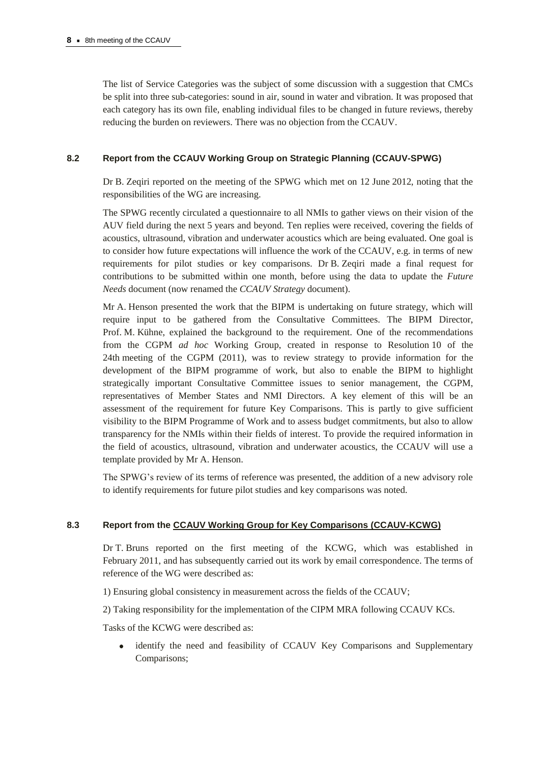The list of Service Categories was the subject of some discussion with a suggestion that CMCs be split into three sub-categories: sound in air, sound in water and vibration. It was proposed that each category has its own file, enabling individual files to be changed in future reviews, thereby reducing the burden on reviewers. There was no objection from the CCAUV.

### 8.2 Report from the CCAUV Working Group on Strategic Planning (CCAUV-SPWG)

Dr B. Zeqiri reported on the meeting of the SPWG which met on 12 June 2012, noting that the responsibilities of the WG are increasing.

The SPWG recently circulated a questionnaire to all NMIs to gather views on their vision of the AUV field during the next 5 years and beyond. Ten replies were received, covering the fields of acoustics, ultrasound, vibration and underwater acoustics which are being evaluated. One goal is to consider how future expectations will influence the work of the CCAUV, e.g. in terms of new requirements for pilot studies or key comparisons. Dr B. Zeqiri made a final request for contributions to be submitted within one month, before using the data to update the *Future Needs* document (now renamed the *CCAUV Strategy* document).

Mr A. Henson presented the work that the BIPM is undertaking on future strategy, which will require input to be gathered from the Consultative Committees. The BIPM Director, Prof. M. Kühne, explained the background to the requirement. One of the recommendations from the CGPM *ad hoc* Working Group, created in response to Resolution 10 of the 24th meeting of the CGPM (2011), was to review strategy to provide information for the development of the BIPM programme of work, but also to enable the BIPM to highlight strategically important Consultative Committee issues to senior management, the CGPM, representatives of Member States and NMI Directors. A key element of this will be an assessment of the requirement for future Key Comparisons. This is partly to give sufficient visibility to the BIPM Programme of Work and to assess budget commitments, but also to allow transparency for the NMIs within their fields of interest. To provide the required information in the field of acoustics, ultrasound, vibration and underwater acoustics, the CCAUV will use a template provided by Mr A. Henson.

The SPWG's review of its terms of reference was presented, the addition of a new advisory role to identify requirements for future pilot studies and key comparisons was noted.

### 8.3 Report from the CCAUV Working Group for Key Comparisons (CCAUV-KCWG)

Dr T. Bruns reported on the first meeting of the KCWG, which was established in February 2011, and has subsequently carried out its work by email correspondence. The terms of reference of the WG were described as:

1) Ensuring global consistency in measurement across the fields of the CCAUV;

2) Taking responsibility for the implementation of the CIPM MRA following CCAUV KCs.

Tasks of the KCWG were described as:

- identify the need and feasibility of CCAUV Key Comparisons and Supplementary Comparisons;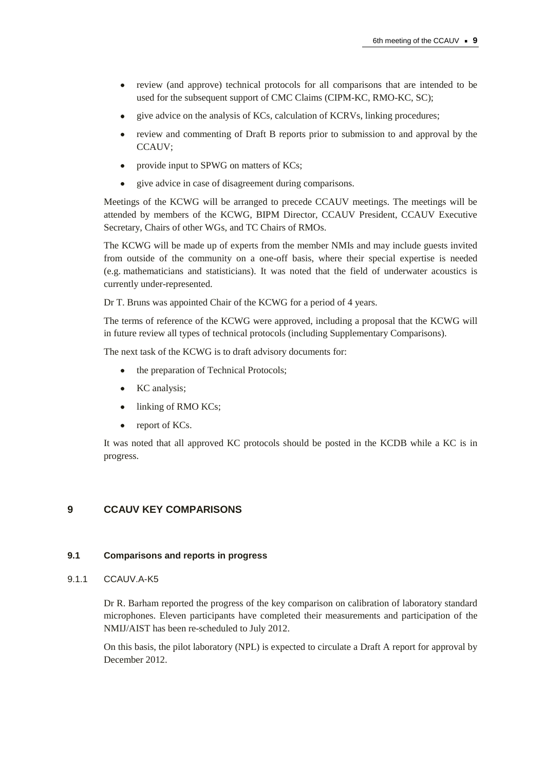- review (and approve) technical protocols for all comparisons that are intended to be used for the subsequent support of CMC Claims (CIPM-KC, RMO-KC, SC);
- give advice on the analysis of KCs, calculation of KCRVs, linking procedures;
- review and commenting of Draft B reports prior to submission to and approval by the CCAUV;
- provide input to SPWG on matters of KCs;
- give advice in case of disagreement during comparisons.

Meetings of the KCWG will be arranged to precede CCAUV meetings. The meetings will be attended by members of the KCWG, BIPM Director, CCAUV President, CCAUV Executive Secretary, Chairs of other WGs, and TC Chairs of RMOs.

The KCWG will be made up of experts from the member NMIs and may include guests invited from outside of the community on a one-off basis, where their special expertise is needed (e.g. mathematicians and statisticians). It was noted that the field of underwater acoustics is currently under-represented.

Dr T. Bruns was appointed Chair of the KCWG for a period of 4 years.

The terms of reference of the KCWG were approved, including a proposal that the KCWG will in future review all types of technical protocols (including Supplementary Comparisons).

The next task of the KCWG is to draft advisory documents for:

- the preparation of Technical Protocols;
- KC analysis;
- linking of RMO KCs;
- report of KCs.

It was noted that all approved KC protocols should be posted in the KCDB while a KC is in progress.

## 9 CCAUV KEY COMPARISONS

### 9.1 Comparisons and reports in progress

#### 9.1.1 CCAUV.A-K5

Dr R. Barham reported the progress of the key comparison on calibration of laboratory standard microphones. Eleven participants have completed their measurements and participation of the NMIJ/AIST has been re-scheduled to July 2012.

On this basis, the pilot laboratory (NPL) is expected to circulate a Draft A report for approval by December 2012.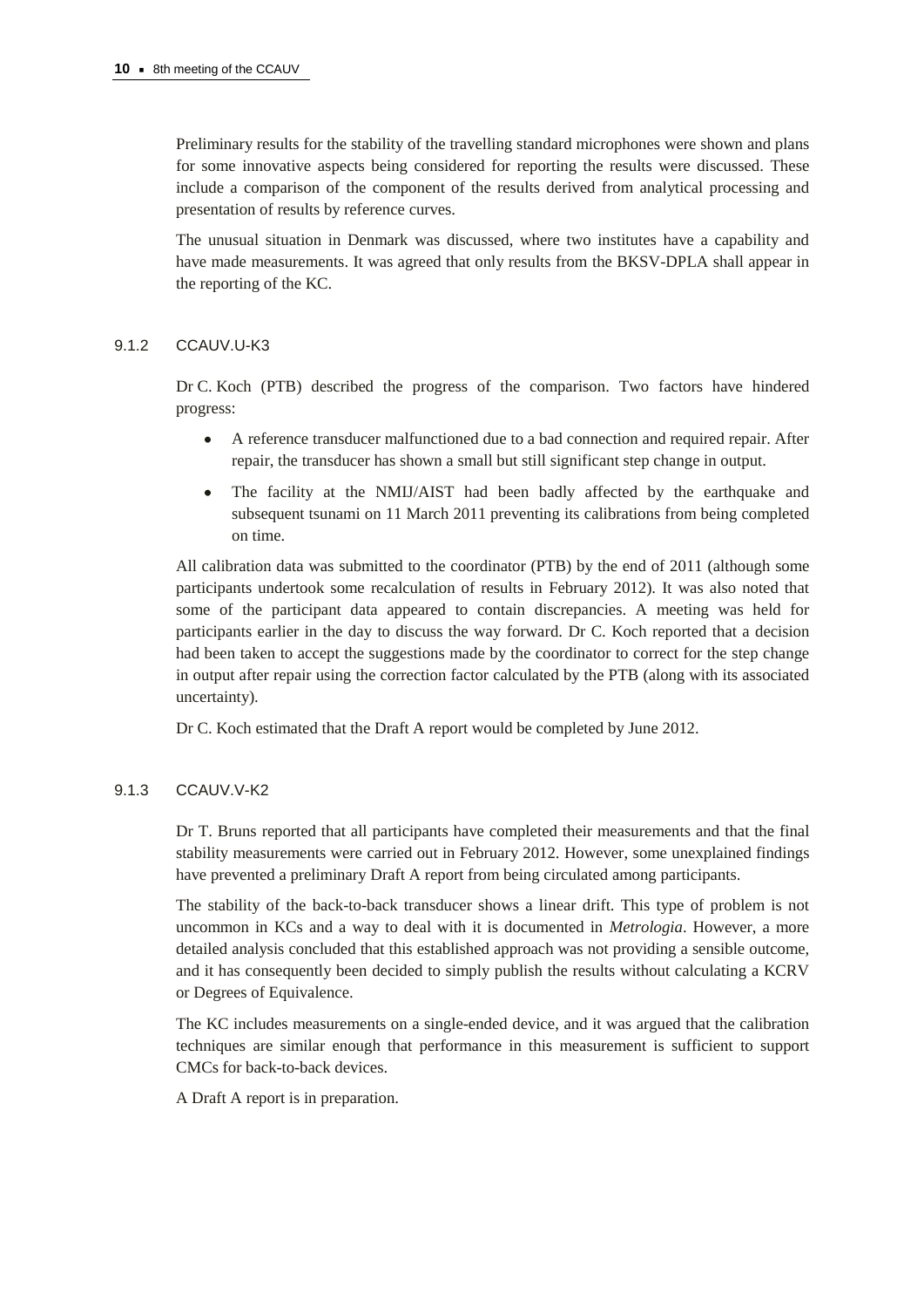Preliminary results for the stability of the travelling standard microphones were shown and plans for some innovative aspects being considered for reporting the results were discussed. These include a comparison of the component of the results derived from analytical processing and presentation of results by reference curves.

The unusual situation in Denmark was discussed, where two institutes have a capability and have made measurements. It was agreed that only results from the BKSV-DPLA shall appear in the reporting of the KC.

#### 9.1.2 CCAUV.U-K3

Dr C. Koch (PTB) described the progress of the comparison. Two factors have hindered progress:

- A reference transducer malfunctioned due to a bad connection and required repair. After repair, the transducer has shown a small but still significant step change in output.
- The facility at the NMIJ/AIST had been badly affected by the earthquake and subsequent tsunami on 11 March 2011 preventing its calibrations from being completed on time.

All calibration data was submitted to the coordinator (PTB) by the end of 2011 (although some participants undertook some recalculation of results in February 2012). It was also noted that some of the participant data appeared to contain discrepancies. A meeting was held for participants earlier in the day to discuss the way forward. Dr C. Koch reported that a decision had been taken to accept the suggestions made by the coordinator to correct for the step change in output after repair using the correction factor calculated by the PTB (along with its associated uncertainty).

Dr C. Koch estimated that the Draft A report would be completed by June 2012.

#### 9.1.3 CCAUV.V-K2

Dr T. Bruns reported that all participants have completed their measurements and that the final stability measurements were carried out in February 2012. However, some unexplained findings have prevented a preliminary Draft A report from being circulated among participants.

The stability of the back-to-back transducer shows a linear drift. This type of problem is not uncommon in KCs and a way to deal with it is documented in *Metrologia*. However, a more detailed analysis concluded that this established approach was not providing a sensible outcome, and it has consequently been decided to simply publish the results without calculating a KCRV or Degrees of Equivalence.

The KC includes measurements on a single-ended device, and it was argued that the calibration techniques are similar enough that performance in this measurement is sufficient to support CMCs for back-to-back devices.

A Draft A report is in preparation.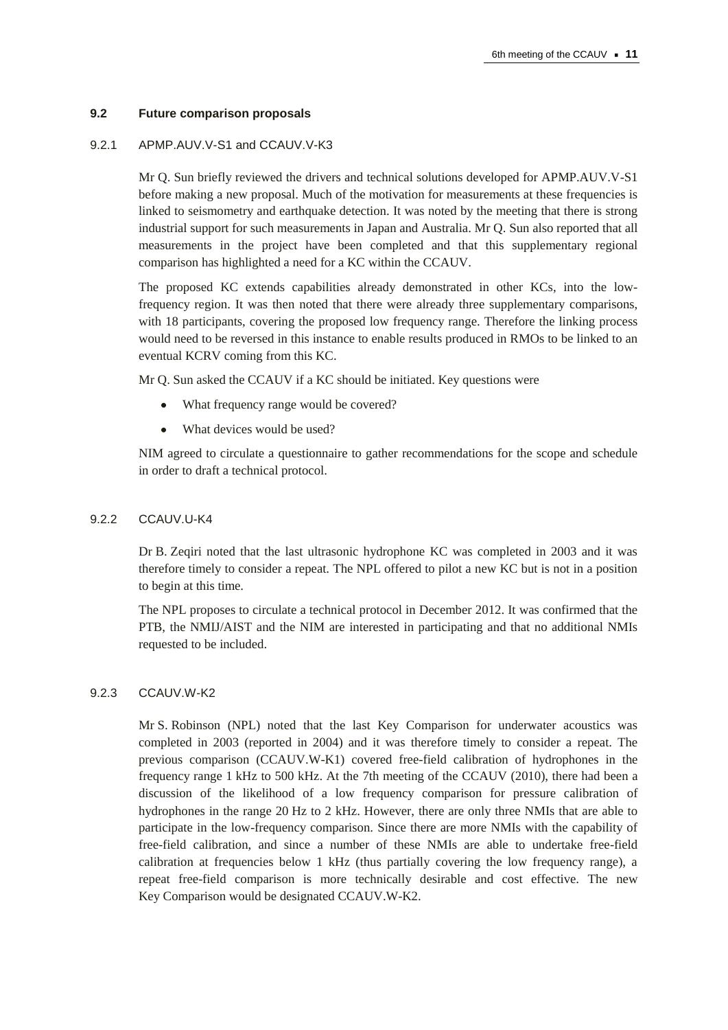### 9.2 Future comparison proposals

#### 9.2.1 APMP.AUV.V-S1 and CCAUV.V-K3

Mr Q. Sun briefly reviewed the drivers and technical solutions developed for APMP.AUV.V-S1 before making a new proposal. Much of the motivation for measurements at these frequencies is linked to seismometry and earthquake detection. It was noted by the meeting that there is strong industrial support for such measurements in Japan and Australia. Mr Q. Sun also reported that all measurements in the project have been completed and that this supplementary regional comparison has highlighted a need for a KC within the CCAUV.

The proposed KC extends capabilities already demonstrated in other KCs, into the low-frequency region. It was then noted that there were already three supplementary comparisons, with 18 participants, covering the proposed low frequency range. Therefore the linking process would need to be reversed in this instance to enable results produced in RMOs to be linked to an eventual KCRV coming from this KC.

Mr Q. Sun asked the CCAUV if a KC should be initiated. Key questions were

- What frequency range would be covered?
- What devices would be used?

NIM agreed to circulate a questionnaire to gather recommendations for the scope and schedule in order to draft a technical protocol.

#### 9.2.2 CCAUV.U-K4

Dr B. Zeqiri noted that the last ultrasonic hydrophone KC was completed in 2003 and it was therefore timely to consider a repeat. The NPL offered to pilot a new KC but is not in a position to begin at this time.

The NPL proposes to circulate a technical protocol in December 2012. It was confirmed that the PTB, the NMIJ/AIST and the NIM are interested in participating and that no additional NMIs requested to be included.

#### 9.2.3 CCAUV.W-K2

Mr S. Robinson (NPL) noted that the last Key Comparison for underwater acoustics was completed in 2003 (reported in 2004) and it was therefore timely to consider a repeat. The previous comparison (CCAUV.W-K1) covered free-field calibration of hydrophones in the frequency range 1 kHz to 500 kHz. At the 7th meeting of the CCAUV (2010), there had been a discussion of the likelihood of a low frequency comparison for pressure calibration of hydrophones in the range 20 Hz to 2 kHz. However, there are only three NMIs that are able to participate in the low-frequency comparison. Since there are more NMIs with the capability of free-field calibration, and since a number of these NMIs are able to undertake free-field calibration at frequencies below 1 kHz (thus partially covering the low frequency range), a repeat free-field comparison is more technically desirable and cost effective. The new Key Comparison would be designated CCAUV.W-K2.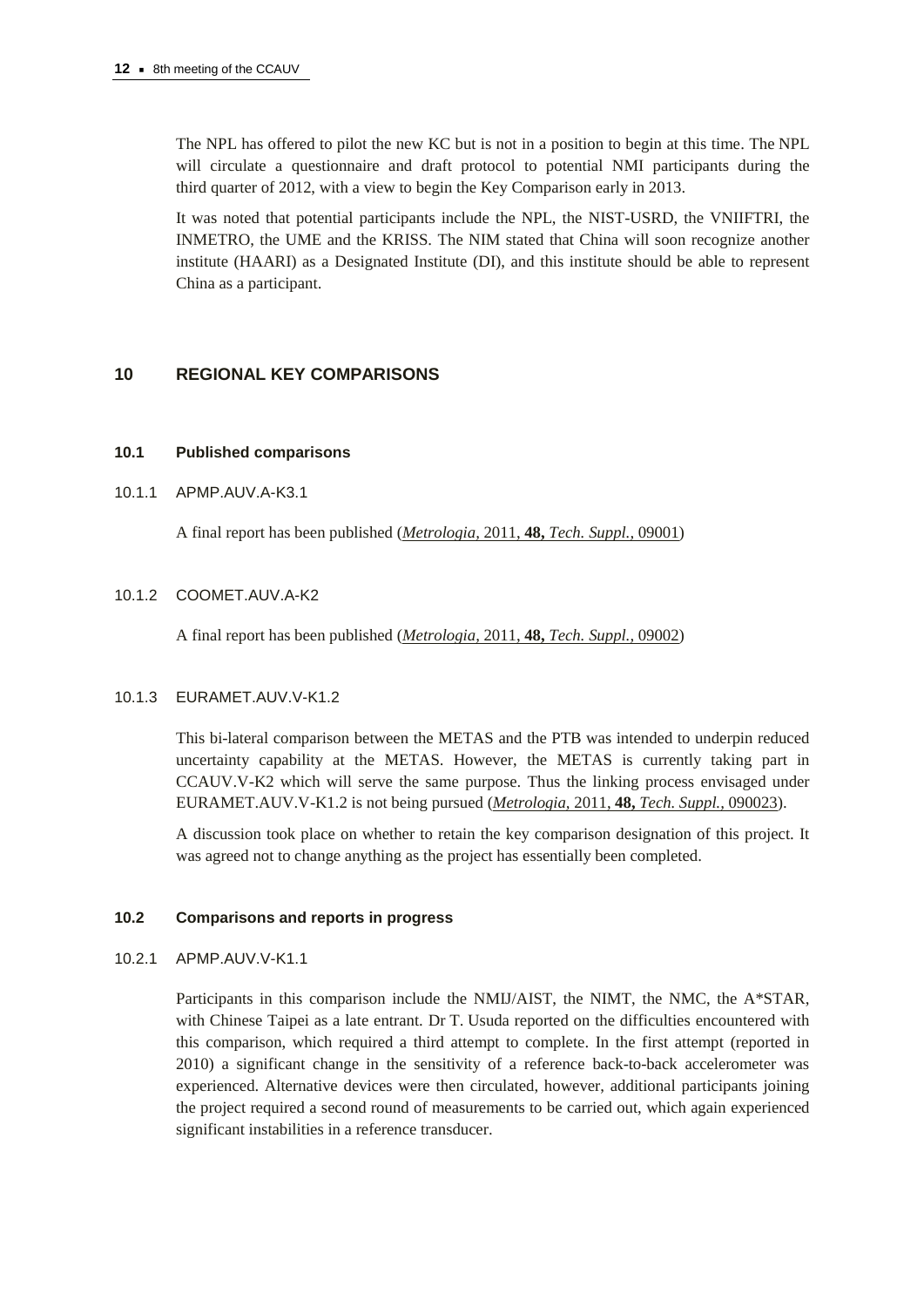The NPL has offered to pilot the new KC but is not in a position to begin at this time. The NPL will circulate a questionnaire and draft protocol to potential NMI participants during the third quarter of 2012, with a view to begin the Key Comparison early in 2013.

It was noted that potential participants include the NPL, the NIST-USRD, the VNIIFTRI, the INMETRO, the UME and the KRISS. The NIM stated that China will soon recognize another institute (HAARI) as a Designated Institute (DI), and this institute should be able to represent China as a participant.

## 10 REGIONAL KEY COMPARISONS

### 10.1 Published comparisons

#### 10.1.1 APMP.AUV.A-K3.1

A final report has been published (*Metrologia*, 2011, **48,** *Tech. Suppl.*, 09001)

#### 10.1.2 COOMET.AUV.A-K2

A final report has been published (*Metrologia*, 2011, **48,** *Tech. Suppl.*, 09002)

#### 10.1.3 EURAMET.AUV.V-K1.2

This bi-lateral comparison between the METAS and the PTB was intended to underpin reduced uncertainty capability at the METAS. However, the METAS is currently taking part in CCAUV.V-K2 which will serve the same purpose. Thus the linking process envisaged under EURAMET.AUV.V-K1.2 is not being pursued (*Metrologia*, 2011, **48,** *Tech. Suppl.*, 090023).

A discussion took place on whether to retain the key comparison designation of this project. It was agreed not to change anything as the project has essentially been completed.

### 10.2 Comparisons and reports in progress

#### 10.2.1 APMP.AUV.V-K1.1

Participants in this comparison include the NMIJ/AIST, the NIMT, the NMC, the A*STAR, with Chinese Taipei as a late entrant. Dr T. Usuda reported on the difficulties encountered with this comparison, which required a third attempt to complete. In the first attempt (reported in 2010) a significant change in the sensitivity of a reference back-to-back accelerometer was experienced. Alternative devices were then circulated, however, additional participants joining the project required a second round of measurements to be carried out, which again experienced significant instabilities in a reference transducer.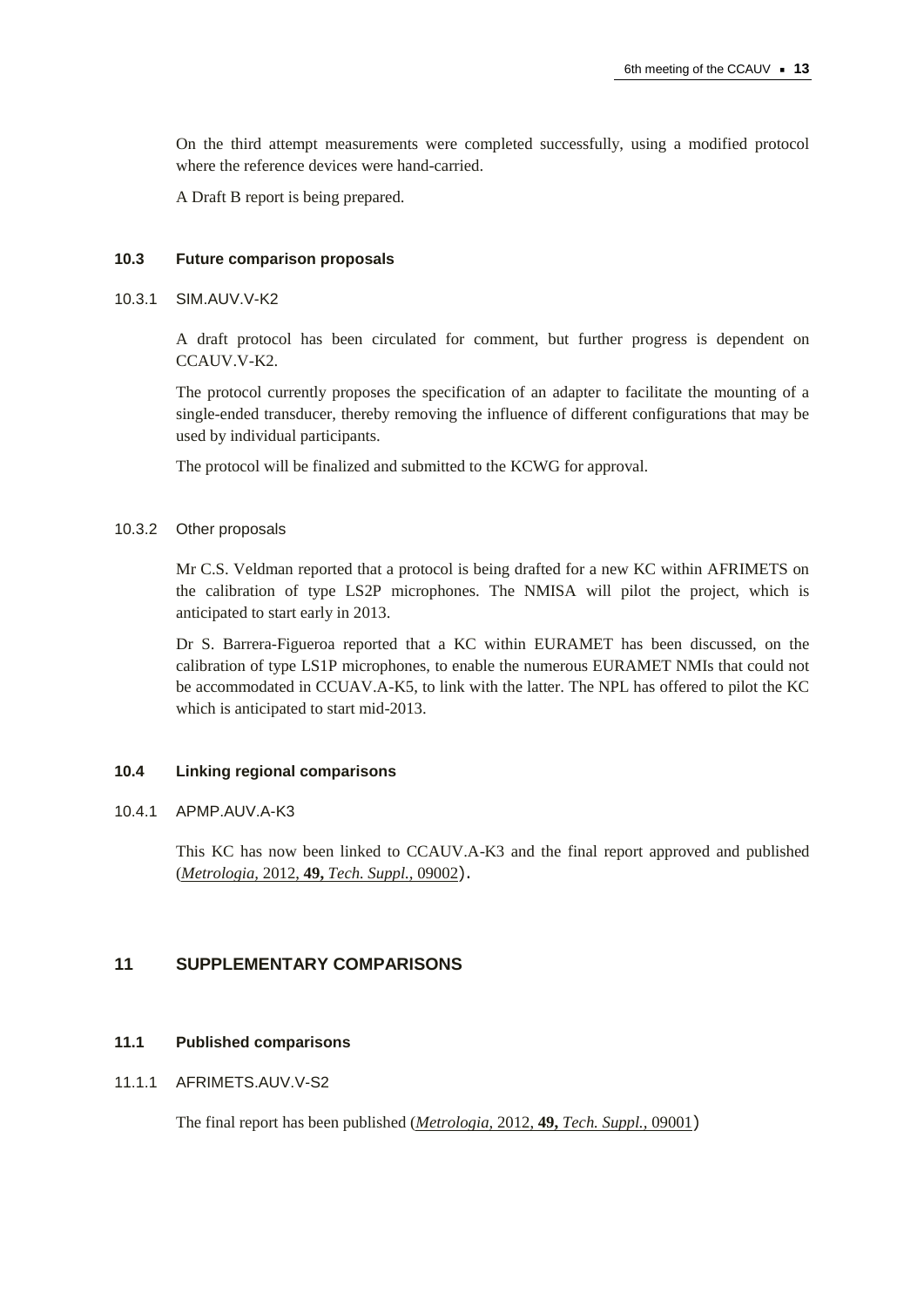On the third attempt measurements were completed successfully, using a modified protocol where the reference devices were hand-carried.

A Draft B report is being prepared.

### 10.3 Future comparison proposals

#### 10.3.1 SIM.AUV.V-K2

A draft protocol has been circulated for comment, but further progress is dependent on CCAUV.V-K2.

The protocol currently proposes the specification of an adapter to facilitate the mounting of a single-ended transducer, thereby removing the influence of different configurations that may be used by individual participants.

The protocol will be finalized and submitted to the KCWG for approval.

#### 10.3.2 Other proposals

Mr C.S. Veldman reported that a protocol is being drafted for a new KC within AFRIMETS on the calibration of type LS2P microphones. The NMISA will pilot the project, which is anticipated to start early in 2013.

Dr S. Barrera-Figueroa reported that a KC within EURAMET has been discussed, on the calibration of type LS1P microphones, to enable the numerous EURAMET NMIs that could not be accommodated in CCUAV.A-K5, to link with the latter. The NPL has offered to pilot the KC which is anticipated to start mid-2013.

### 10.4 Linking regional comparisons

#### 10.4.1 APMP.AUV.A-K3

This KC has now been linked to CCAUV.A-K3 and the final report approved and published (*Metrologia*, 2012, **49,** *Tech. Suppl.*, 09002).

## 11 SUPPLEMENTARY COMPARISONS

### 11.1 Published comparisons

#### 11.1.1 AFRIMETS.AUV.V-S2

The final report has been published (*Metrologia*, 2012, **49,** *Tech. Suppl.*, 09001)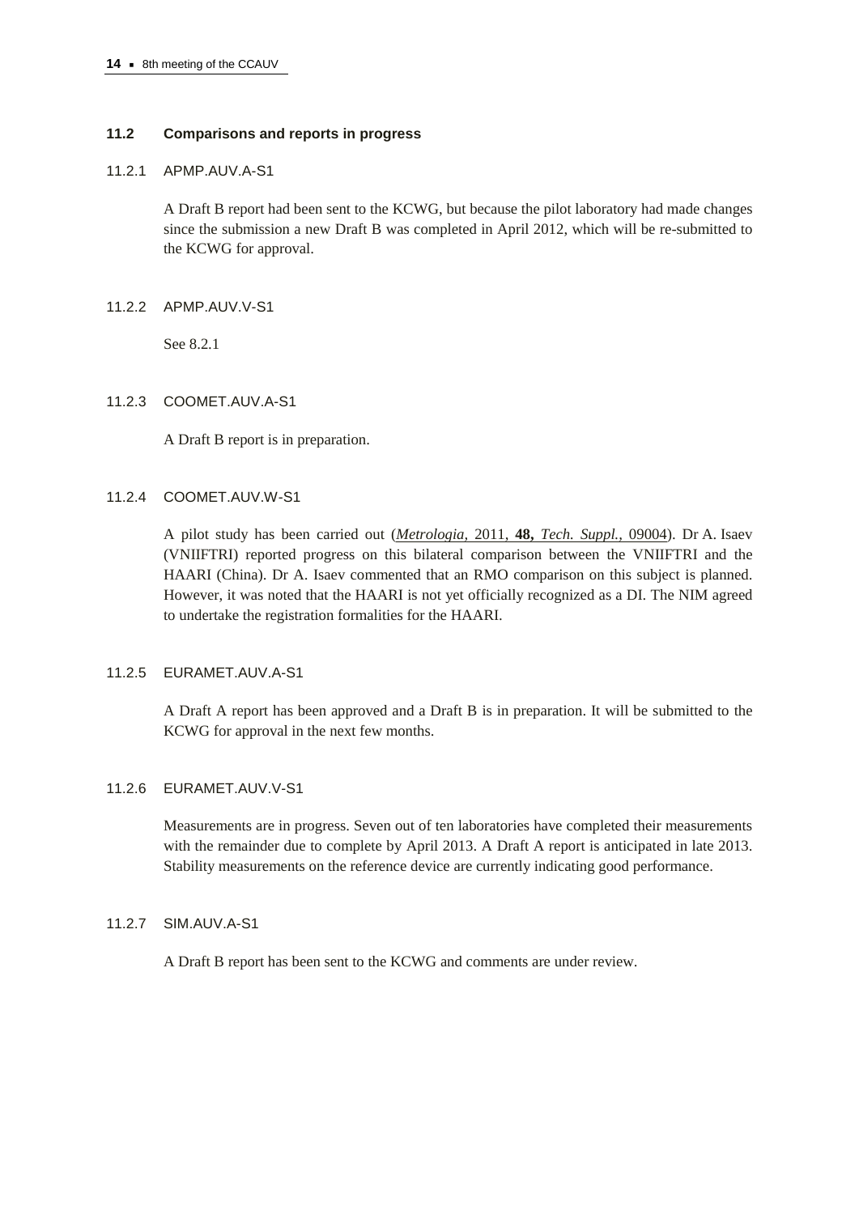## 11.2 Comparisons and reports in progress

### 11.2.1 APMP.AUV.A-S1

A Draft B report had been sent to the KCWG, but because the pilot laboratory had made changes since the submission a new Draft B was completed in April 2012, which will be re-submitted to the KCWG for approval.

### 11.2.2 APMP.AUV.V-S1

See 8.2.1

### 11.2.3 COOMET.AUV.A-S1

A Draft B report is in preparation.

### 11.2.4 COOMET.AUV.W-S1

A pilot study has been carried out (*Metrologia*, 2011, **48,** *Tech. Suppl.*, 09004). Dr A. Isaev (VNIIFTRI) reported progress on this bilateral comparison between the VNIIFTRI and the HAARI (China). Dr A. Isaev commented that an RMO comparison on this subject is planned. However, it was noted that the HAARI is not yet officially recognized as a DI. The NIM agreed to undertake the registration formalities for the HAARI.

### 11.2.5 EURAMET.AUV.A-S1

A Draft A report has been approved and a Draft B is in preparation. It will be submitted to the KCWG for approval in the next few months.

### 11.2.6 EURAMET.AUV.V-S1

Measurements are in progress. Seven out of ten laboratories have completed their measurements with the remainder due to complete by April 2013. A Draft A report is anticipated in late 2013. Stability measurements on the reference device are currently indicating good performance.

### 11.2.7 SIM.AUV.A-S1

A Draft B report has been sent to the KCWG and comments are under review.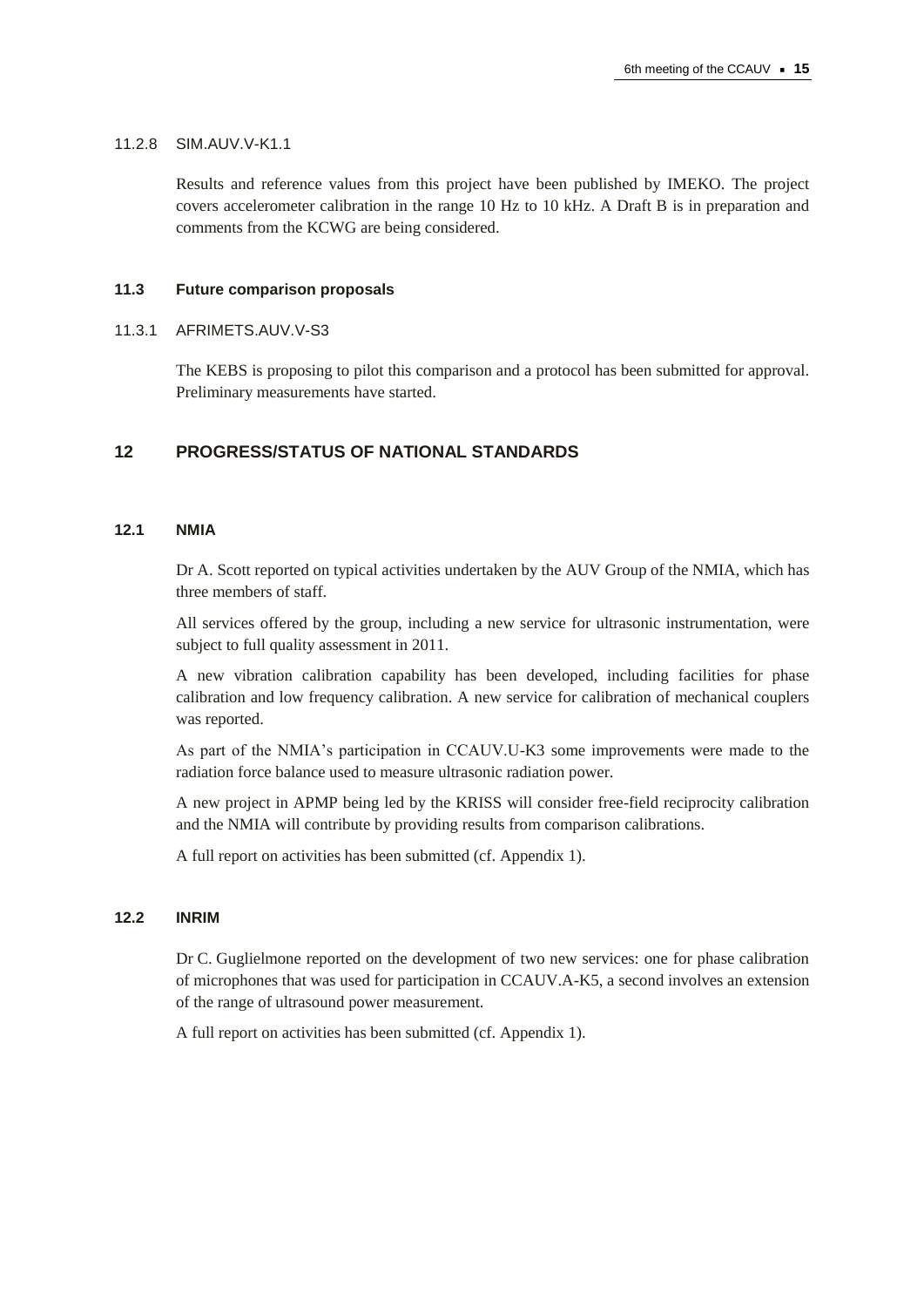#### 11.2.8 SIM.AUV.V-K1.1

Results and reference values from this project have been published by IMEKO. The project covers accelerometer calibration in the range 10 Hz to 10 kHz. A Draft B is in preparation and comments from the KCWG are being considered.

### 11.3 Future comparison proposals

#### 11.3.1 AFRIMETS.AUV.V-S3

The KEBS is proposing to pilot this comparison and a protocol has been submitted for approval. Preliminary measurements have started.

## 12 PROGRESS/STATUS OF NATIONAL STANDARDS

### 12.1 NMIA

Dr A. Scott reported on typical activities undertaken by the AUV Group of the NMIA, which has three members of staff.

All services offered by the group, including a new service for ultrasonic instrumentation, were subject to full quality assessment in 2011.

A new vibration calibration capability has been developed, including facilities for phase calibration and low frequency calibration. A new service for calibration of mechanical couplers was reported.

As part of the NMIA's participation in CCAUV.U-K3 some improvements were made to the radiation force balance used to measure ultrasonic radiation power.

A new project in APMP being led by the KRISS will consider free-field reciprocity calibration and the NMIA will contribute by providing results from comparison calibrations.

A full report on activities has been submitted (cf. Appendix 1).

### 12.2 INRIM

Dr C. Guglielmone reported on the development of two new services: one for phase calibration of microphones that was used for participation in CCAUV.A-K5, a second involves an extension of the range of ultrasound power measurement.

A full report on activities has been submitted (cf. Appendix 1).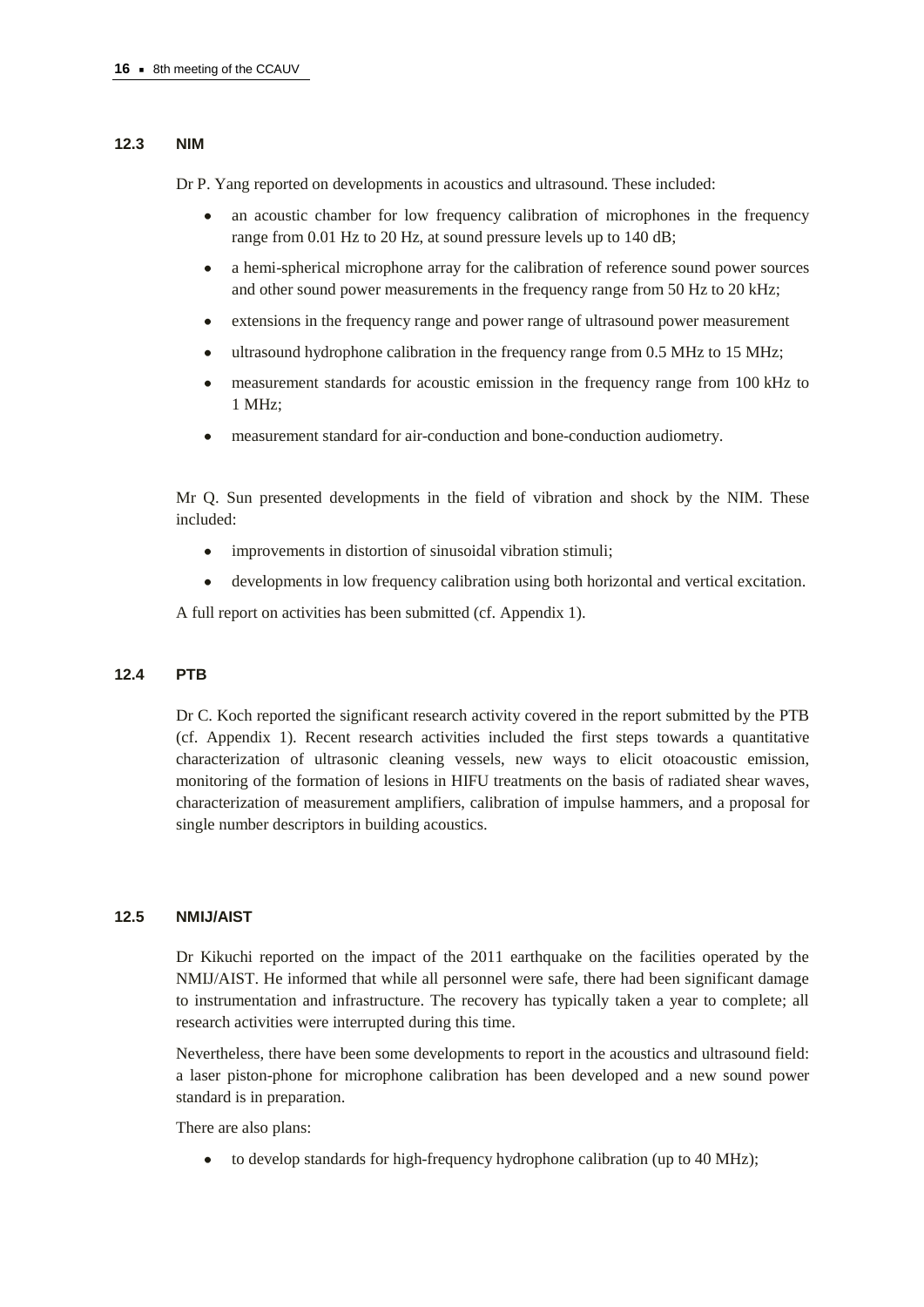### 12.3 NIM

Dr P. Yang reported on developments in acoustics and ultrasound. These included:

- an acoustic chamber for low frequency calibration of microphones in the frequency range from 0.01 Hz to 20 Hz, at sound pressure levels up to 140 dB;
- a hemi-spherical microphone array for the calibration of reference sound power sources and other sound power measurements in the frequency range from 50 Hz to 20 kHz;
- extensions in the frequency range and power range of ultrasound power measurement
- ultrasound hydrophone calibration in the frequency range from 0.5 MHz to 15 MHz;
- measurement standards for acoustic emission in the frequency range from 100 kHz to 1 MHz;
- measurement standard for air-conduction and bone-conduction audiometry.

Mr Q. Sun presented developments in the field of vibration and shock by the NIM. These included:

- improvements in distortion of sinusoidal vibration stimuli;
- developments in low frequency calibration using both horizontal and vertical excitation.

A full report on activities has been submitted (cf. Appendix 1).

### 12.4 PTB

Dr C. Koch reported the significant research activity covered in the report submitted by the PTB (cf. Appendix 1). Recent research activities included the first steps towards a quantitative characterization of ultrasonic cleaning vessels, new ways to elicit otoacoustic emission, monitoring of the formation of lesions in HIFU treatments on the basis of radiated shear waves, characterization of measurement amplifiers, calibration of impulse hammers, and a proposal for single number descriptors in building acoustics.

### 12.5 NMIJ/AIST

Dr Kikuchi reported on the impact of the 2011 earthquake on the facilities operated by the NMIJ/AIST. He informed that while all personnel were safe, there had been significant damage to instrumentation and infrastructure. The recovery has typically taken a year to complete; all research activities were interrupted during this time.

Nevertheless, there have been some developments to report in the acoustics and ultrasound field: a laser piston-phone for microphone calibration has been developed and a new sound power standard is in preparation.

There are also plans:

- to develop standards for high-frequency hydrophone calibration (up to 40 MHz);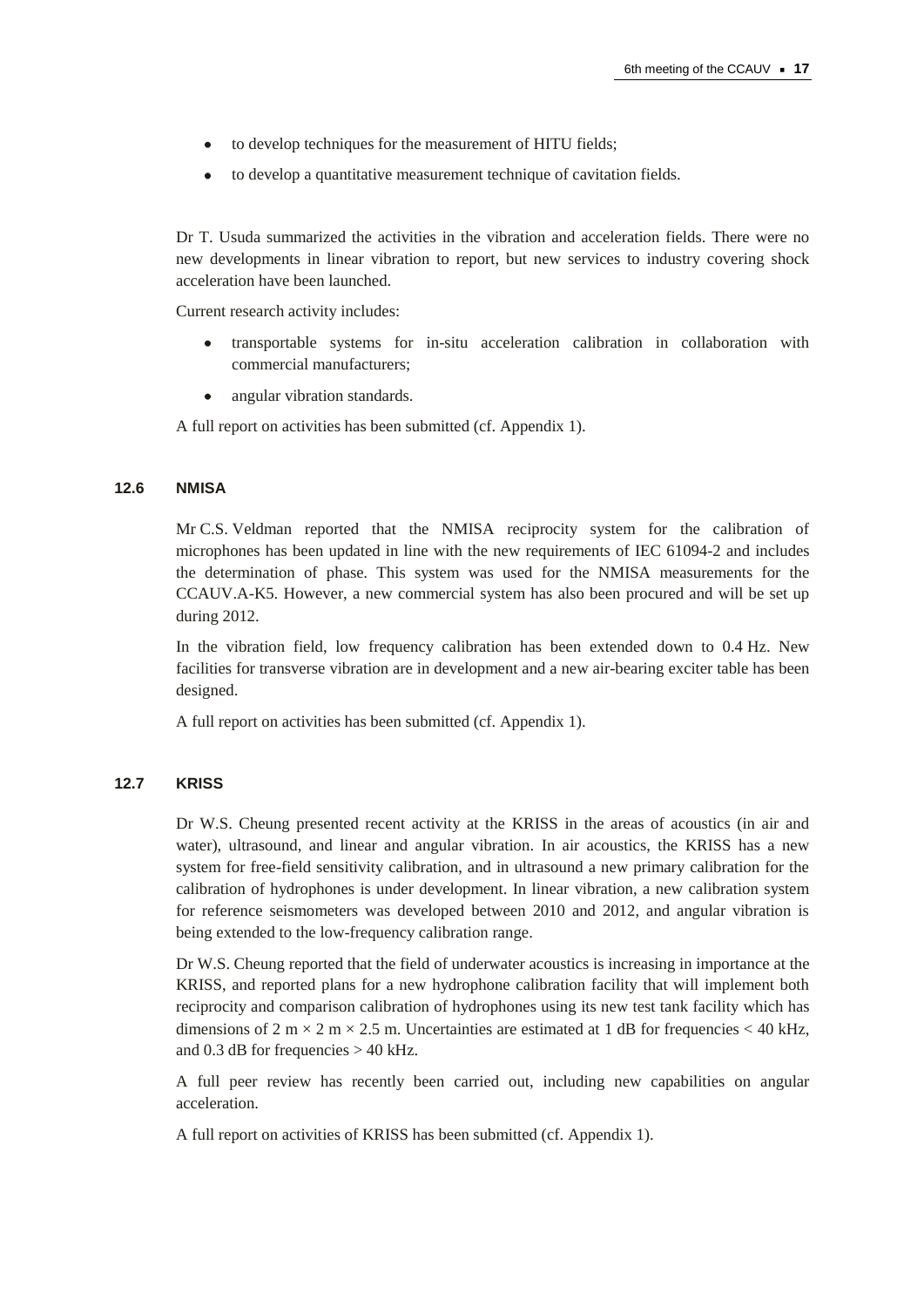- to develop techniques for the measurement of HITU fields;
- to develop a quantitative measurement technique of cavitation fields.

Dr T. Usuda summarized the activities in the vibration and acceleration fields. There were no new developments in linear vibration to report, but new services to industry covering shock acceleration have been launched.

Current research activity includes:

- transportable systems for in-situ acceleration calibration in collaboration with commercial manufacturers;
- angular vibration standards.

A full report on activities has been submitted (cf. Appendix 1).

### 12.6 NMISA

Mr C.S. Veldman reported that the NMISA reciprocity system for the calibration of microphones has been updated in line with the new requirements of IEC 61094-2 and includes the determination of phase. This system was used for the NMISA measurements for the CCAUV.A-K5. However, a new commercial system has also been procured and will be set up during 2012.

In the vibration field, low frequency calibration has been extended down to 0.4 Hz. New facilities for transverse vibration are in development and a new air-bearing exciter table has been designed.

A full report on activities has been submitted (cf. Appendix 1).

### 12.7 KRISS

Dr W.S. Cheung presented recent activity at the KRISS in the areas of acoustics (in air and water), ultrasound, and linear and angular vibration. In air acoustics, the KRISS has a new system for free-field sensitivity calibration, and in ultrasound a new primary calibration for the calibration of hydrophones is under development. In linear vibration, a new calibration system for reference seismometers was developed between 2010 and 2012, and angular vibration is being extended to the low-frequency calibration range.

Dr W.S. Cheung reported that the field of underwater acoustics is increasing in importance at the KRISS, and reported plans for a new hydrophone calibration facility that will implement both reciprocity and comparison calibration of hydrophones using its new test tank facility which has dimensions of 2 m × 2 m × 2.5 m. Uncertainties are estimated at 1 dB for frequencies < 40 kHz, and 0.3 dB for frequencies > 40 kHz.

A full peer review has recently been carried out, including new capabilities on angular acceleration.

A full report on activities of KRISS has been submitted (cf. Appendix 1).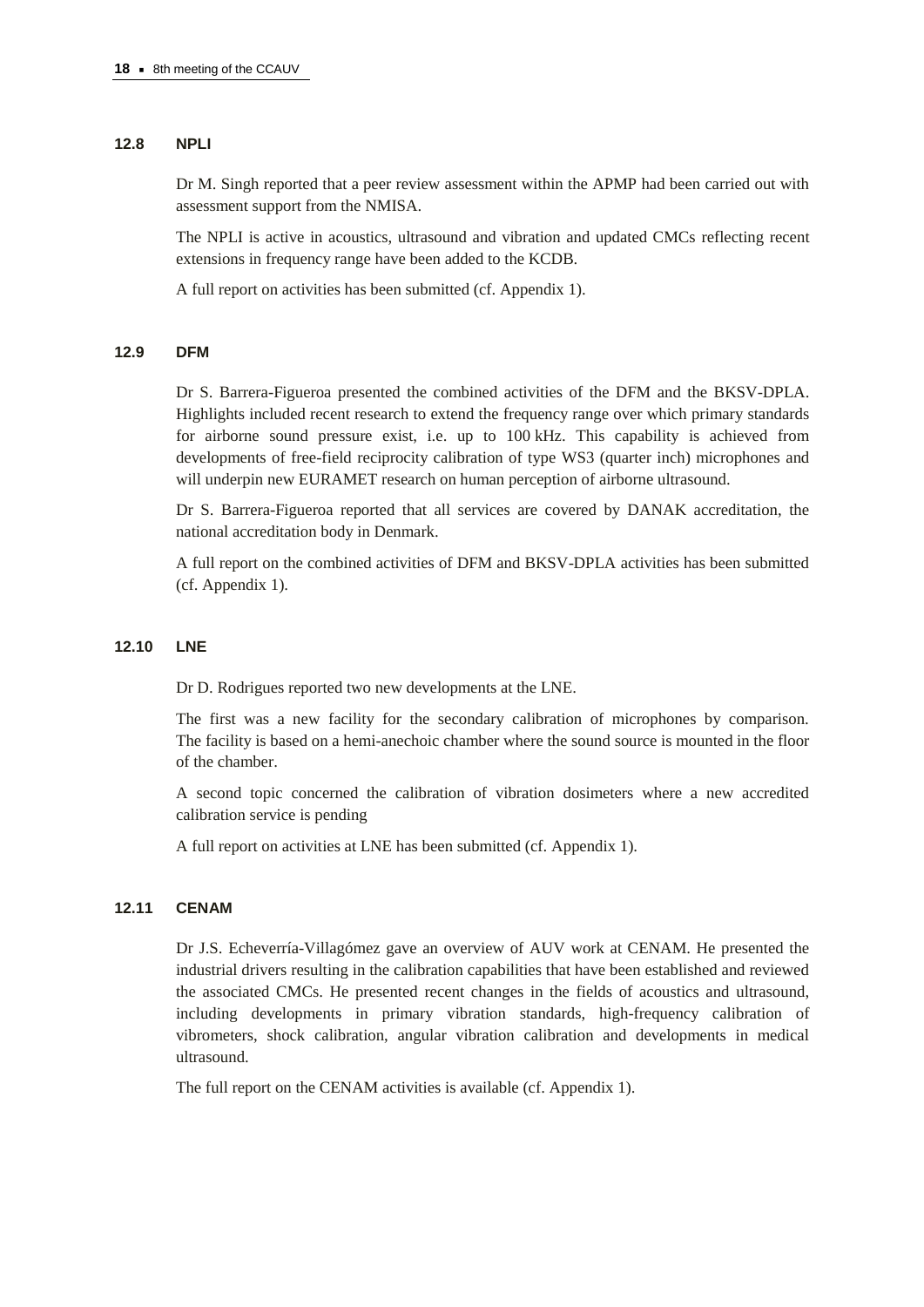### 12.8 NPLI

Dr M. Singh reported that a peer review assessment within the APMP had been carried out with assessment support from the NMISA.

The NPLI is active in acoustics, ultrasound and vibration and updated CMCs reflecting recent extensions in frequency range have been added to the KCDB.

A full report on activities has been submitted (cf. Appendix 1).

### 12.9 DFM

Dr S. Barrera-Figueroa presented the combined activities of the DFM and the BKSV-DPLA. Highlights included recent research to extend the frequency range over which primary standards for airborne sound pressure exist, i.e. up to 100 kHz. This capability is achieved from developments of free-field reciprocity calibration of type WS3 (quarter inch) microphones and will underpin new EURAMET research on human perception of airborne ultrasound.

Dr S. Barrera-Figueroa reported that all services are covered by DANAK accreditation, the national accreditation body in Denmark.

A full report on the combined activities of DFM and BKSV-DPLA activities has been submitted (cf. Appendix 1).

### 12.10 LNE

Dr D. Rodrigues reported two new developments at the LNE.

The first was a new facility for the secondary calibration of microphones by comparison. The facility is based on a hemi-anechoic chamber where the sound source is mounted in the floor of the chamber.

A second topic concerned the calibration of vibration dosimeters where a new accredited calibration service is pending

A full report on activities at LNE has been submitted (cf. Appendix 1).

### 12.11 CENAM

Dr J.S. Echeverría-Villagómez gave an overview of AUV work at CENAM. He presented the industrial drivers resulting in the calibration capabilities that have been established and reviewed the associated CMCs. He presented recent changes in the fields of acoustics and ultrasound, including developments in primary vibration standards, high-frequency calibration of vibrometers, shock calibration, angular vibration calibration and developments in medical ultrasound.

The full report on the CENAM activities is available (cf. Appendix 1).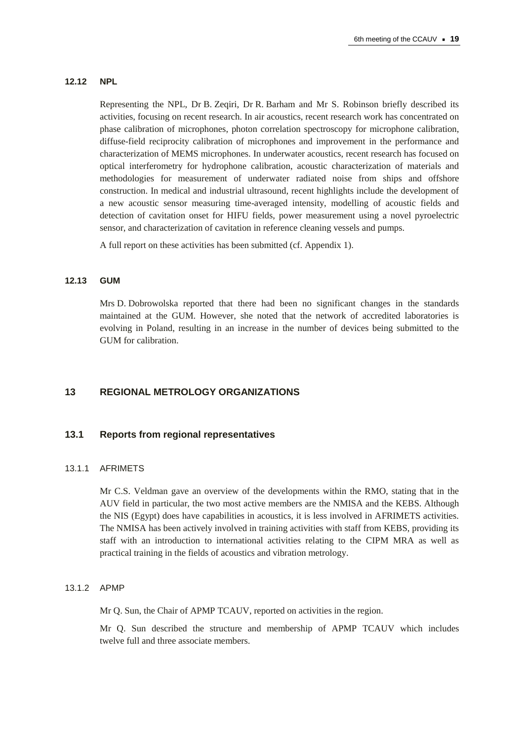### 12.12 NPL

Representing the NPL, Dr B. Zeqiri, Dr R. Barham and Mr S. Robinson briefly described its activities, focusing on recent research. In air acoustics, recent research work has concentrated on phase calibration of microphones, photon correlation spectroscopy for microphone calibration, diffuse-field reciprocity calibration of microphones and improvement in the performance and characterization of MEMS microphones. In underwater acoustics, recent research has focused on optical interferometry for hydrophone calibration, acoustic characterization of materials and methodologies for measurement of underwater radiated noise from ships and offshore construction. In medical and industrial ultrasound, recent highlights include the development of a new acoustic sensor measuring time-averaged intensity, modelling of acoustic fields and detection of cavitation onset for HIFU fields, power measurement using a novel pyroelectric sensor, and characterization of cavitation in reference cleaning vessels and pumps.

A full report on these activities has been submitted (cf. Appendix 1).

### 12.13 GUM

Mrs D. Dobrowolska reported that there had been no significant changes in the standards maintained at the GUM. However, she noted that the network of accredited laboratories is evolving in Poland, resulting in an increase in the number of devices being submitted to the GUM for calibration.

## 13 REGIONAL METROLOGY ORGANIZATIONS

### 13.1 Reports from regional representatives

#### 13.1.1 AFRIMETS

Mr C.S. Veldman gave an overview of the developments within the RMO, stating that in the AUV field in particular, the two most active members are the NMISA and the KEBS. Although the NIS (Egypt) does have capabilities in acoustics, it is less involved in AFRIMETS activities. The NMISA has been actively involved in training activities with staff from KEBS, providing its staff with an introduction to international activities relating to the CIPM MRA as well as practical training in the fields of acoustics and vibration metrology.

#### 13.1.2 APMP

Mr Q. Sun, the Chair of APMP TCAUV, reported on activities in the region.

Mr Q. Sun described the structure and membership of APMP TCAUV which includes twelve full and three associate members.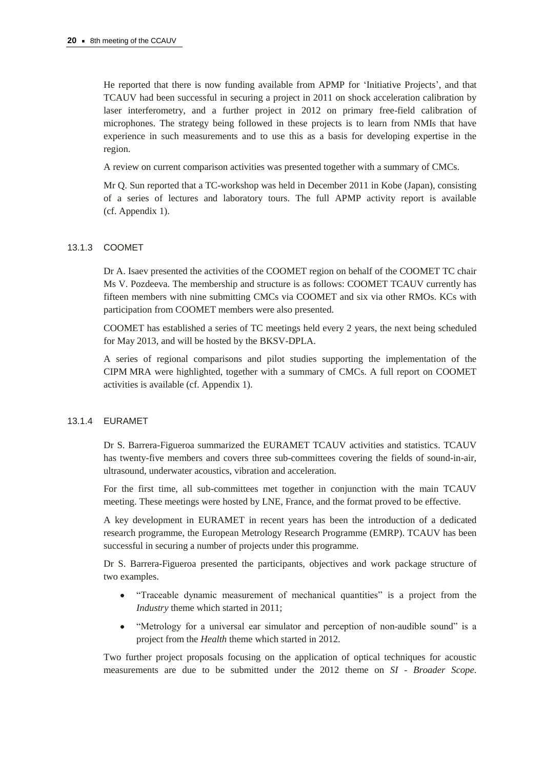He reported that there is now funding available from APMP for 'Initiative Projects', and that TCAUV had been successful in securing a project in 2011 on shock acceleration calibration by laser interferometry, and a further project in 2012 on primary free-field calibration of microphones. The strategy being followed in these projects is to learn from NMIs that have experience in such measurements and to use this as a basis for developing expertise in the region.

A review on current comparison activities was presented together with a summary of CMCs.

Mr Q. Sun reported that a TC-workshop was held in December 2011 in Kobe (Japan), consisting of a series of lectures and laboratory tours. The full APMP activity report is available (cf. Appendix 1).

### 13.1.3 COOMET

Dr A. Isaev presented the activities of the COOMET region on behalf of the COOMET TC chair Ms V. Pozdeeva. The membership and structure is as follows: COOMET TCAUV currently has fifteen members with nine submitting CMCs via COOMET and six via other RMOs. KCs with participation from COOMET members were also presented.

COOMET has established a series of TC meetings held every 2 years, the next being scheduled for May 2013, and will be hosted by the BKSV-DPLA.

A series of regional comparisons and pilot studies supporting the implementation of the CIPM MRA were highlighted, together with a summary of CMCs. A full report on COOMET activities is available (cf. Appendix 1).

### 13.1.4 EURAMET

Dr S. Barrera-Figueroa summarized the EURAMET TCAUV activities and statistics. TCAUV has twenty-five members and covers three sub-committees covering the fields of sound-in-air, ultrasound, underwater acoustics, vibration and acceleration.

For the first time, all sub-committees met together in conjunction with the main TCAUV meeting. These meetings were hosted by LNE, France, and the format proved to be effective.

A key development in EURAMET in recent years has been the introduction of a dedicated research programme, the European Metrology Research Programme (EMRP). TCAUV has been successful in securing a number of projects under this programme.

Dr S. Barrera-Figueroa presented the participants, objectives and work package structure of two examples.

- "Traceable dynamic measurement of mechanical quantities" is a project from the *Industry* theme which started in 2011;
- "Metrology for a universal ear simulator and perception of non-audible sound" is a project from the *Health* theme which started in 2012.

Two further project proposals focusing on the application of optical techniques for acoustic measurements are due to be submitted under the 2012 theme on *SI - Broader Scope*.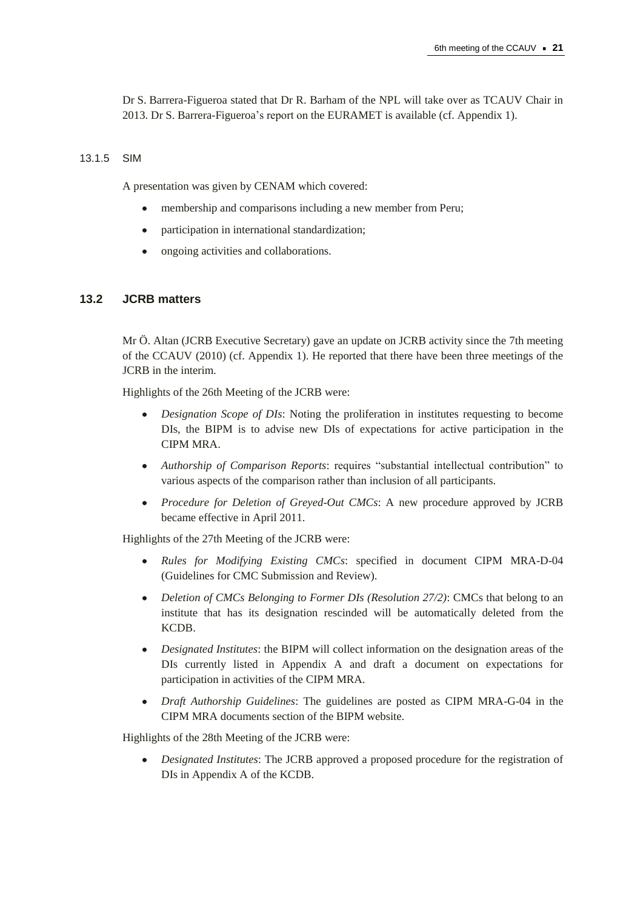Dr S. Barrera-Figueroa stated that Dr R. Barham of the NPL will take over as TCAUV Chair in 2013. Dr S. Barrera-Figueroa's report on the EURAMET is available (cf. Appendix 1).

#### 13.1.5 SIM

A presentation was given by CENAM which covered:

- membership and comparisons including a new member from Peru;
- participation in international standardization;
- ongoing activities and collaborations.

### 13.2 JCRB matters

Mr Ö. Altan (JCRB Executive Secretary) gave an update on JCRB activity since the 7th meeting of the CCAUV (2010) (cf. Appendix 1). He reported that there have been three meetings of the JCRB in the interim.

Highlights of the 26th Meeting of the JCRB were:

- *Designation Scope of DIs*: Noting the proliferation in institutes requesting to become DIs, the BIPM is to advise new DIs of expectations for active participation in the CIPM MRA.
- *Authorship of Comparison Reports*: requires "substantial intellectual contribution" to various aspects of the comparison rather than inclusion of all participants.
- *Procedure for Deletion of Greyed-Out CMCs*: A new procedure approved by JCRB became effective in April 2011.

Highlights of the 27th Meeting of the JCRB were:

- *Rules for Modifying Existing CMCs*: specified in document CIPM MRA-D-04 (Guidelines for CMC Submission and Review).
- *Deletion of CMCs Belonging to Former DIs (Resolution 27/2)*: CMCs that belong to an institute that has its designation rescinded will be automatically deleted from the KCDB.
- *Designated Institutes*: the BIPM will collect information on the designation areas of the DIs currently listed in Appendix A and draft a document on expectations for participation in activities of the CIPM MRA.
- *Draft Authorship Guidelines*: The guidelines are posted as CIPM MRA-G-04 in the CIPM MRA documents section of the BIPM website.

Highlights of the 28th Meeting of the JCRB were:

- *Designated Institutes*: The JCRB approved a proposed procedure for the registration of DIs in Appendix A of the KCDB.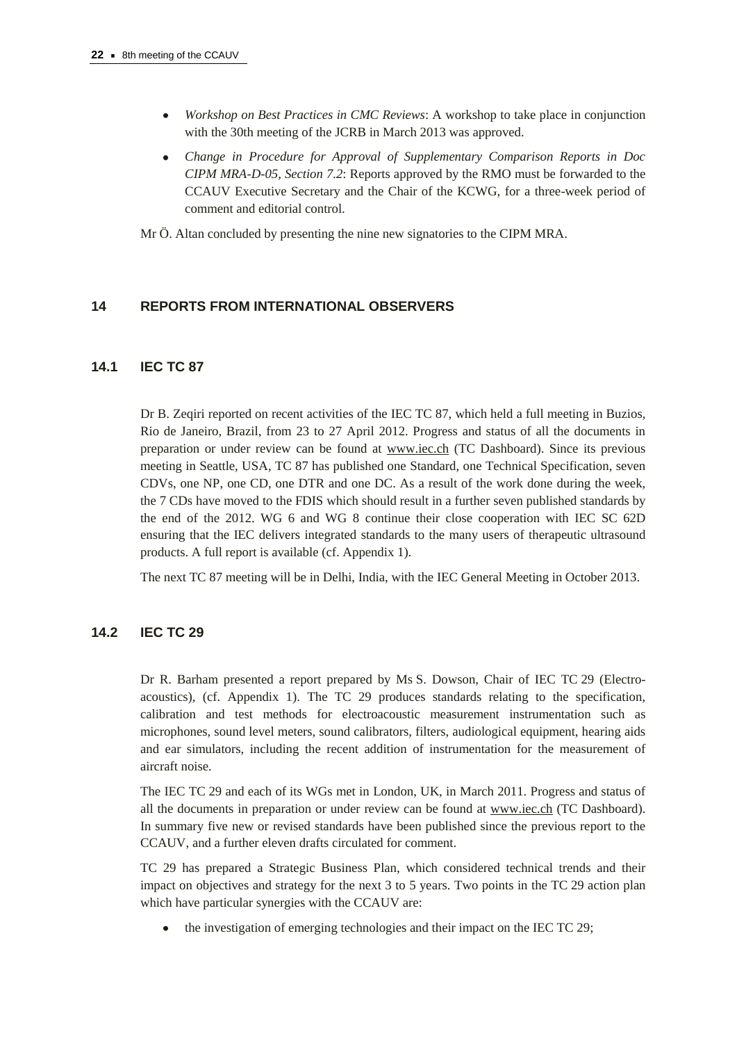- *Workshop on Best Practices in CMC Reviews*: A workshop to take place in conjunction with the 30th meeting of the JCRB in March 2013 was approved.
- *Change in Procedure for Approval of Supplementary Comparison Reports in Doc CIPM MRA-D-05, Section 7.2*: Reports approved by the RMO must be forwarded to the CCAUV Executive Secretary and the Chair of the KCWG, for a three-week period of comment and editorial control.

Mr Ö. Altan concluded by presenting the nine new signatories to the CIPM MRA.

## 14 REPORTS FROM INTERNATIONAL OBSERVERS

### 14.1 IEC TC 87

Dr B. Zeqiri reported on recent activities of the IEC TC 87, which held a full meeting in Buzios, Rio de Janeiro, Brazil, from 23 to 27 April 2012. Progress and status of all the documents in preparation or under review can be found at www.iec.ch (TC Dashboard). Since its previous meeting in Seattle, USA, TC 87 has published one Standard, one Technical Specification, seven CDVs, one NP, one CD, one DTR and one DC. As a result of the work done during the week, the 7 CDs have moved to the FDIS which should result in a further seven published standards by the end of the 2012. WG 6 and WG 8 continue their close cooperation with IEC SC 62D ensuring that the IEC delivers integrated standards to the many users of therapeutic ultrasound products. A full report is available (cf. Appendix 1).

The next TC 87 meeting will be in Delhi, India, with the IEC General Meeting in October 2013.

### 14.2 IEC TC 29

Dr R. Barham presented a report prepared by Ms S. Dowson, Chair of IEC TC 29 (Electro-acoustics), (cf. Appendix 1). The TC 29 produces standards relating to the specification, calibration and test methods for electroacoustic measurement instrumentation such as microphones, sound level meters, sound calibrators, filters, audiological equipment, hearing aids and ear simulators, including the recent addition of instrumentation for the measurement of aircraft noise.

The IEC TC 29 and each of its WGs met in London, UK, in March 2011. Progress and status of all the documents in preparation or under review can be found at www.iec.ch (TC Dashboard). In summary five new or revised standards have been published since the previous report to the CCAUV, and a further eleven drafts circulated for comment.

TC 29 has prepared a Strategic Business Plan, which considered technical trends and their impact on objectives and strategy for the next 3 to 5 years. Two points in the TC 29 action plan which have particular synergies with the CCAUV are:

- the investigation of emerging technologies and their impact on the IEC TC 29;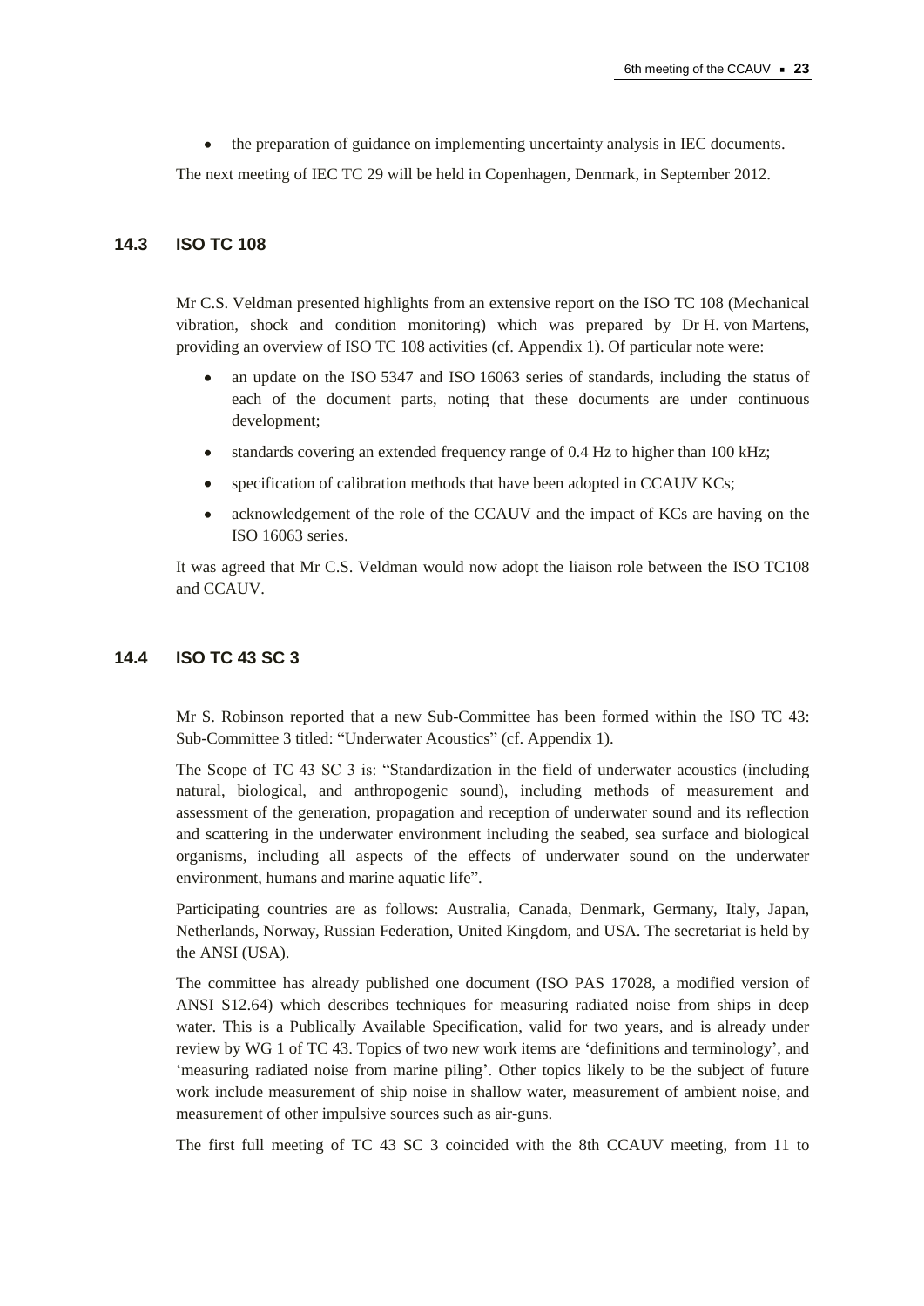- the preparation of guidance on implementing uncertainty analysis in IEC documents.

The next meeting of IEC TC 29 will be held in Copenhagen, Denmark, in September 2012.

### 14.3 ISO TC 108

Mr C.S. Veldman presented highlights from an extensive report on the ISO TC 108 (Mechanical vibration, shock and condition monitoring) which was prepared by Dr H. von Martens, providing an overview of ISO TC 108 activities (cf. Appendix 1). Of particular note were:

- an update on the ISO 5347 and ISO 16063 series of standards, including the status of each of the document parts, noting that these documents are under continuous development;
- standards covering an extended frequency range of 0.4 Hz to higher than 100 kHz;
- specification of calibration methods that have been adopted in CCAUV KCs;
- acknowledgement of the role of the CCAUV and the impact of KCs are having on the ISO 16063 series.

It was agreed that Mr C.S. Veldman would now adopt the liaison role between the ISO TC108 and CCAUV.

### 14.4 ISO TC 43 SC 3

Mr S. Robinson reported that a new Sub-Committee has been formed within the ISO TC 43: Sub-Committee 3 titled: "Underwater Acoustics" (cf. Appendix 1).

The Scope of TC 43 SC 3 is: "Standardization in the field of underwater acoustics (including natural, biological, and anthropogenic sound), including methods of measurement and assessment of the generation, propagation and reception of underwater sound and its reflection and scattering in the underwater environment including the seabed, sea surface and biological organisms, including all aspects of the effects of underwater sound on the underwater environment, humans and marine aquatic life".

Participating countries are as follows: Australia, Canada, Denmark, Germany, Italy, Japan, Netherlands, Norway, Russian Federation, United Kingdom, and USA. The secretariat is held by the ANSI (USA).

The committee has already published one document (ISO PAS 17028, a modified version of ANSI S12.64) which describes techniques for measuring radiated noise from ships in deep water. This is a Publically Available Specification, valid for two years, and is already under review by WG 1 of TC 43. Topics of two new work items are 'definitions and terminology', and 'measuring radiated noise from marine piling'. Other topics likely to be the subject of future work include measurement of ship noise in shallow water, measurement of ambient noise, and measurement of other impulsive sources such as air-guns.

The first full meeting of TC 43 SC 3 coincided with the 8th CCAUV meeting, from 11 to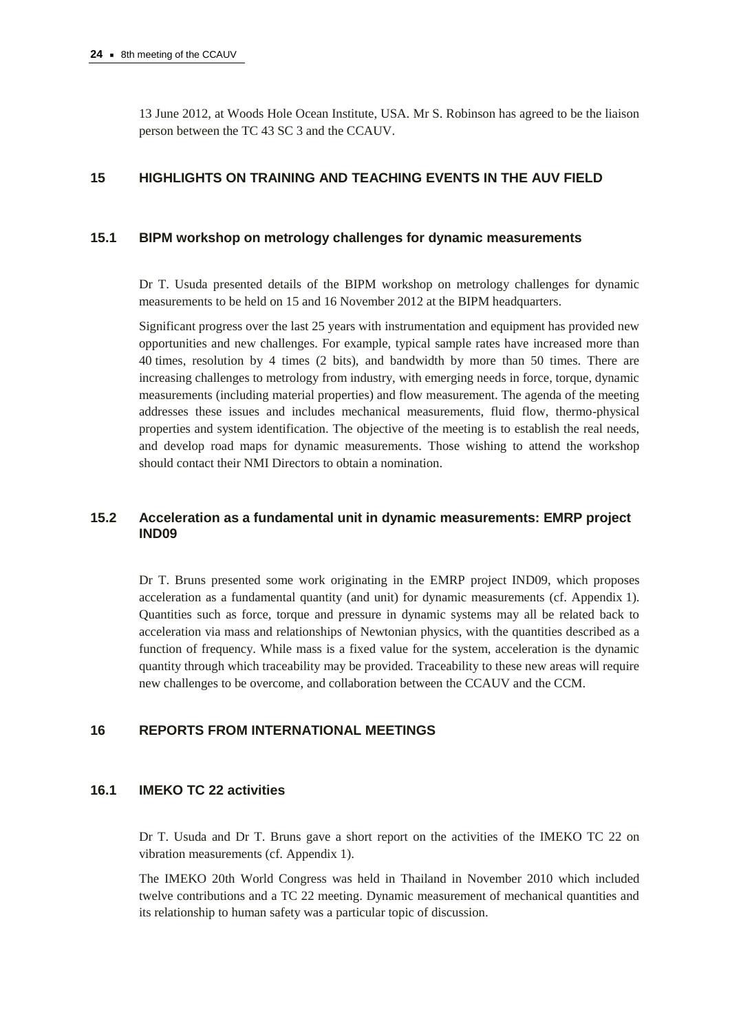13 June 2012, at Woods Hole Ocean Institute, USA. Mr S. Robinson has agreed to be the liaison person between the TC 43 SC 3 and the CCAUV.

## 15 HIGHLIGHTS ON TRAINING AND TEACHING EVENTS IN THE AUV FIELD

### 15.1 BIPM workshop on metrology challenges for dynamic measurements

Dr T. Usuda presented details of the BIPM workshop on metrology challenges for dynamic measurements to be held on 15 and 16 November 2012 at the BIPM headquarters.

Significant progress over the last 25 years with instrumentation and equipment has provided new opportunities and new challenges. For example, typical sample rates have increased more than 40 times, resolution by 4 times (2 bits), and bandwidth by more than 50 times. There are increasing challenges to metrology from industry, with emerging needs in force, torque, dynamic measurements (including material properties) and flow measurement. The agenda of the meeting addresses these issues and includes mechanical measurements, fluid flow, thermo-physical properties and system identification. The objective of the meeting is to establish the real needs, and develop road maps for dynamic measurements. Those wishing to attend the workshop should contact their NMI Directors to obtain a nomination.

### 15.2 Acceleration as a fundamental unit in dynamic measurements: EMRP project IND09

Dr T. Bruns presented some work originating in the EMRP project IND09, which proposes acceleration as a fundamental quantity (and unit) for dynamic measurements (cf. Appendix 1). Quantities such as force, torque and pressure in dynamic systems may all be related back to acceleration via mass and relationships of Newtonian physics, with the quantities described as a function of frequency. While mass is a fixed value for the system, acceleration is the dynamic quantity through which traceability may be provided. Traceability to these new areas will require new challenges to be overcome, and collaboration between the CCAUV and the CCM.

## 16 REPORTS FROM INTERNATIONAL MEETINGS

### 16.1 IMEKO TC 22 activities

Dr T. Usuda and Dr T. Bruns gave a short report on the activities of the IMEKO TC 22 on vibration measurements (cf. Appendix 1).

The IMEKO 20th World Congress was held in Thailand in November 2010 which included twelve contributions and a TC 22 meeting. Dynamic measurement of mechanical quantities and its relationship to human safety was a particular topic of discussion.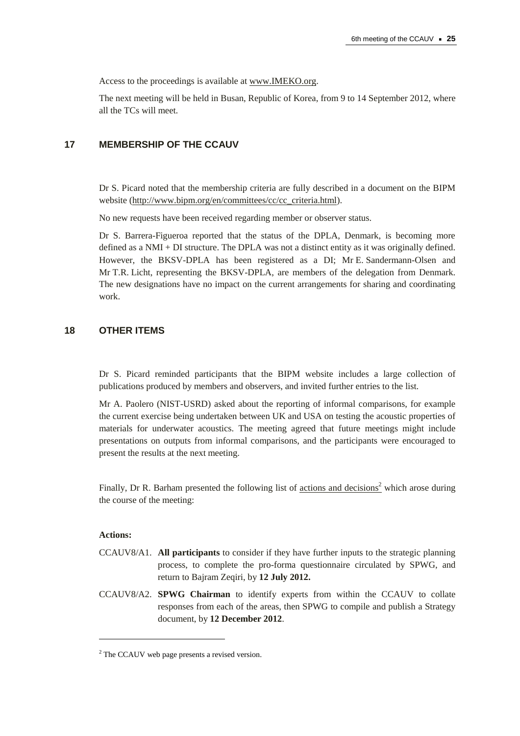Access to the proceedings is available at www.IMEKO.org.

The next meeting will be held in Busan, Republic of Korea, from 9 to 14 September 2012, where all the TCs will meet.

## 17 MEMBERSHIP OF THE CCAUV

Dr S. Picard noted that the membership criteria are fully described in a document on the BIPM website (http://www.bipm.org/en/committees/cc/cc_criteria.html).

No new requests have been received regarding member or observer status.

Dr S. Barrera-Figueroa reported that the status of the DPLA, Denmark, is becoming more defined as a NMI + DI structure. The DPLA was not a distinct entity as it was originally defined. However, the BKSV-DPLA has been registered as a DI; Mr E. Sandermann-Olsen and Mr T.R. Licht, representing the BKSV-DPLA, are members of the delegation from Denmark. The new designations have no impact on the current arrangements for sharing and coordinating work.

## 18 OTHER ITEMS

Dr S. Picard reminded participants that the BIPM website includes a large collection of publications produced by members and observers, and invited further entries to the list.

Mr A. Paolero (NIST-USRD) asked about the reporting of informal comparisons, for example the current exercise being undertaken between UK and USA on testing the acoustic properties of materials for underwater acoustics. The meeting agreed that future meetings might include presentations on outputs from informal comparisons, and the participants were encouraged to present the results at the next meeting.

Finally, Dr R. Barham presented the following list of actions and decisions[2] which arose during the course of the meeting:

**Actions:**

CCAUV8/A1. **All participants** to consider if they have further inputs to the strategic planning process, to complete the pro-forma questionnaire circulated by SPWG, and return to Bajram Zeqiri, by **12 July 2012.**

CCAUV8/A2. **SPWG Chairman** to identify experts from within the CCAUV to collate responses from each of the areas, then SPWG to compile and publish a Strategy document, by **12 December 2012**.

[2] The CCAUV web page presents a revised version.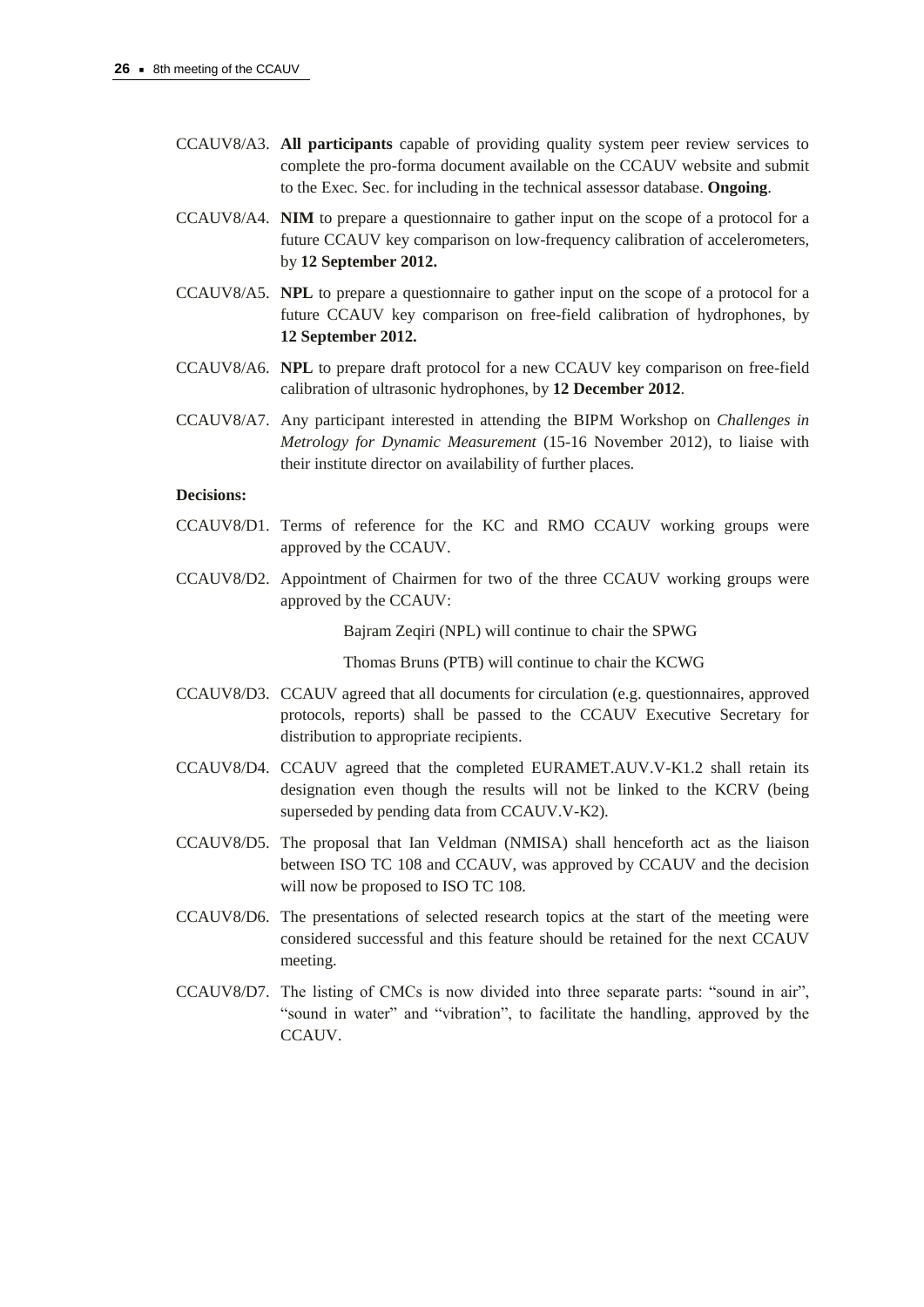CCAUV8/A3. **All participants** capable of providing quality system peer review services to complete the pro-forma document available on the CCAUV website and submit to the Exec. Sec. for including in the technical assessor database. **Ongoing**.

CCAUV8/A4. **NIM** to prepare a questionnaire to gather input on the scope of a protocol for a future CCAUV key comparison on low-frequency calibration of accelerometers, by **12 September 2012.**

CCAUV8/A5. **NPL** to prepare a questionnaire to gather input on the scope of a protocol for a future CCAUV key comparison on free-field calibration of hydrophones, by **12 September 2012.**

CCAUV8/A6. **NPL** to prepare draft protocol for a new CCAUV key comparison on free-field calibration of ultrasonic hydrophones, by **12 December 2012**.

CCAUV8/A7. Any participant interested in attending the BIPM Workshop on *Challenges in Metrology for Dynamic Measurement* (15-16 November 2012), to liaise with their institute director on availability of further places.

**Decisions:**

CCAUV8/D1. Terms of reference for the KC and RMO CCAUV working groups were approved by the CCAUV.

CCAUV8/D2. Appointment of Chairmen for two of the three CCAUV working groups were approved by the CCAUV:

Bajram Zeqiri (NPL) will continue to chair the SPWG

Thomas Bruns (PTB) will continue to chair the KCWG

CCAUV8/D3. CCAUV agreed that all documents for circulation (e.g. questionnaires, approved protocols, reports) shall be passed to the CCAUV Executive Secretary for distribution to appropriate recipients.

CCAUV8/D4. CCAUV agreed that the completed EURAMET.AUV.V-K1.2 shall retain its designation even though the results will not be linked to the KCRV (being superseded by pending data from CCAUV.V-K2).

CCAUV8/D5. The proposal that Ian Veldman (NMISA) shall henceforth act as the liaison between ISO TC 108 and CCAUV, was approved by CCAUV and the decision will now be proposed to ISO TC 108.

CCAUV8/D6. The presentations of selected research topics at the start of the meeting were considered successful and this feature should be retained for the next CCAUV meeting.

CCAUV8/D7. The listing of CMCs is now divided into three separate parts: "sound in air", "sound in water" and "vibration", to facilitate the handling, approved by the CCAUV.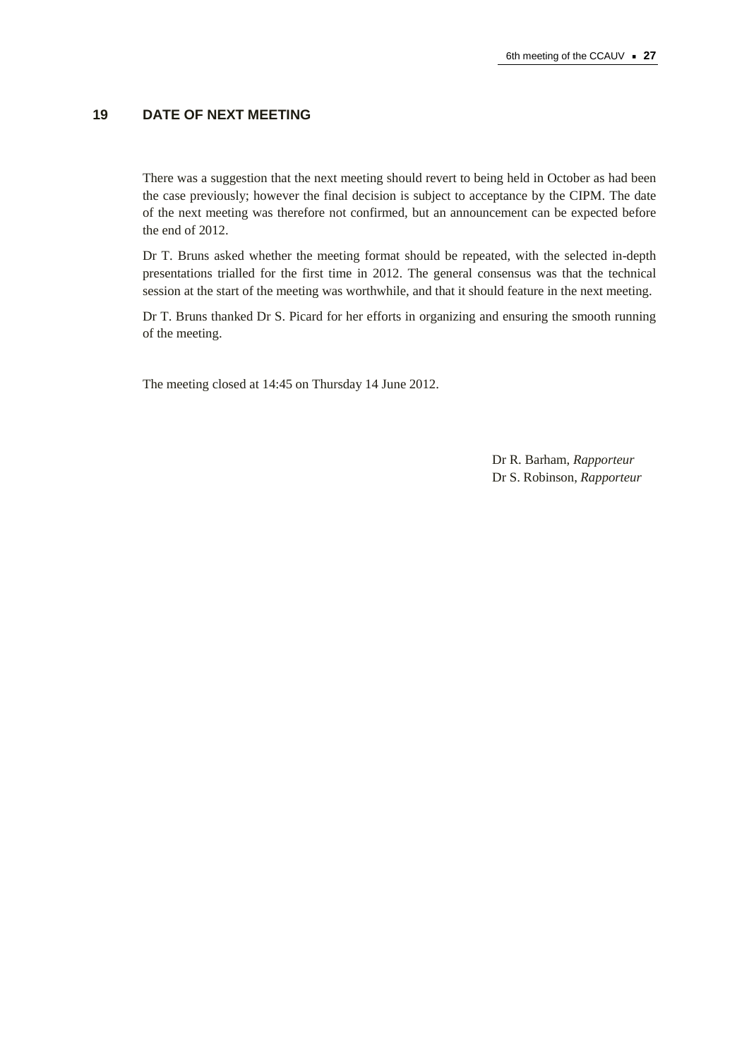## 19 DATE OF NEXT MEETING

There was a suggestion that the next meeting should revert to being held in October as had been the case previously; however the final decision is subject to acceptance by the CIPM. The date of the next meeting was therefore not confirmed, but an announcement can be expected before the end of 2012.

Dr T. Bruns asked whether the meeting format should be repeated, with the selected in-depth presentations trialled for the first time in 2012. The general consensus was that the technical session at the start of the meeting was worthwhile, and that it should feature in the next meeting.

Dr T. Bruns thanked Dr S. Picard for her efforts in organizing and ensuring the smooth running of the meeting.

The meeting closed at 14:45 on Thursday 14 June 2012.

Dr R. Barham, *Rapporteur*
Dr S. Robinson, *Rapporteur*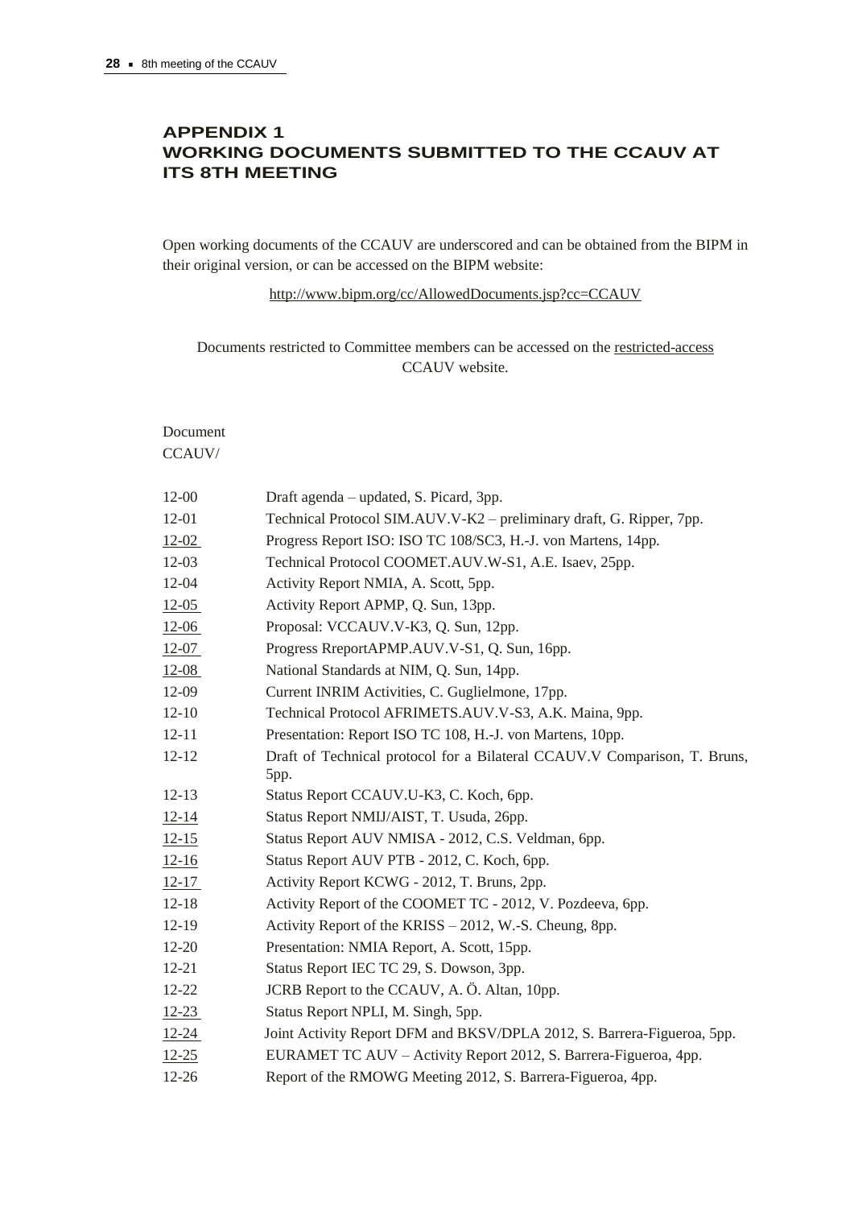## APPENDIX 1
## WORKING DOCUMENTS SUBMITTED TO THE CCAUV AT ITS 8TH MEETING

Open working documents of the CCAUV are underscored and can be obtained from the BIPM in their original version, or can be accessed on the BIPM website:

http://www.bipm.org/cc/AllowedDocuments.jsp?cc=CCAUV

Documents restricted to Committee members can be accessed on the restricted-access CCAUV website.

| Document CCAUV/ | |
|---|---|
| 12-00 | Draft agenda – updated, S. Picard, 3pp. |
| 12-01 | Technical Protocol SIM.AUV.V-K2 – preliminary draft, G. Ripper, 7pp. |
| 12-02 | Progress Report ISO: ISO TC 108/SC3, H.-J. von Martens, 14pp. |
| 12-03 | Technical Protocol COOMET.AUV.W-S1, A.E. Isaev, 25pp. |
| 12-04 | Activity Report NMIA, A. Scott, 5pp. |
| 12-05 | Activity Report APMP, Q. Sun, 13pp. |
| 12-06 | Proposal: VCCAUV.V-K3, Q. Sun, 12pp. |
| 12-07 | Progress RreportAPMP.AUV.V-S1, Q. Sun, 16pp. |
| 12-08 | National Standards at NIM, Q. Sun, 14pp. |
| 12-09 | Current INRIM Activities, C. Guglielmone, 17pp. |
| 12-10 | Technical Protocol AFRIMETS.AUV.V-S3, A.K. Maina, 9pp. |
| 12-11 | Presentation: Report ISO TC 108, H.-J. von Martens, 10pp. |
| 12-12 | Draft of Technical protocol for a Bilateral CCAUV.V Comparison, T. Bruns, 5pp. |
| 12-13 | Status Report CCAUV.U-K3, C. Koch, 6pp. |
| 12-14 | Status Report NMIJ/AIST, T. Usuda, 26pp. |
| 12-15 | Status Report AUV NMISA - 2012, C.S. Veldman, 6pp. |
| 12-16 | Status Report AUV PTB - 2012, C. Koch, 6pp. |
| 12-17 | Activity Report KCWG - 2012, T. Bruns, 2pp. |
| 12-18 | Activity Report of the COOMET TC - 2012, V. Pozdeeva, 6pp. |
| 12-19 | Activity Report of the KRISS – 2012, W.-S. Cheung, 8pp. |
| 12-20 | Presentation: NMIA Report, A. Scott, 15pp. |
| 12-21 | Status Report IEC TC 29, S. Dowson, 3pp. |
| 12-22 | JCRB Report to the CCAUV, A. Ö. Altan, 10pp. |
| 12-23 | Status Report NPLI, M. Singh, 5pp. |
| 12-24 | Joint Activity Report DFM and BKSV/DPLA 2012, S. Barrera-Figueroa, 5pp. |
| 12-25 | EURAMET TC AUV – Activity Report 2012, S. Barrera-Figueroa, 4pp. |
| 12-26 | Report of the RMOWG Meeting 2012, S. Barrera-Figueroa, 4pp. |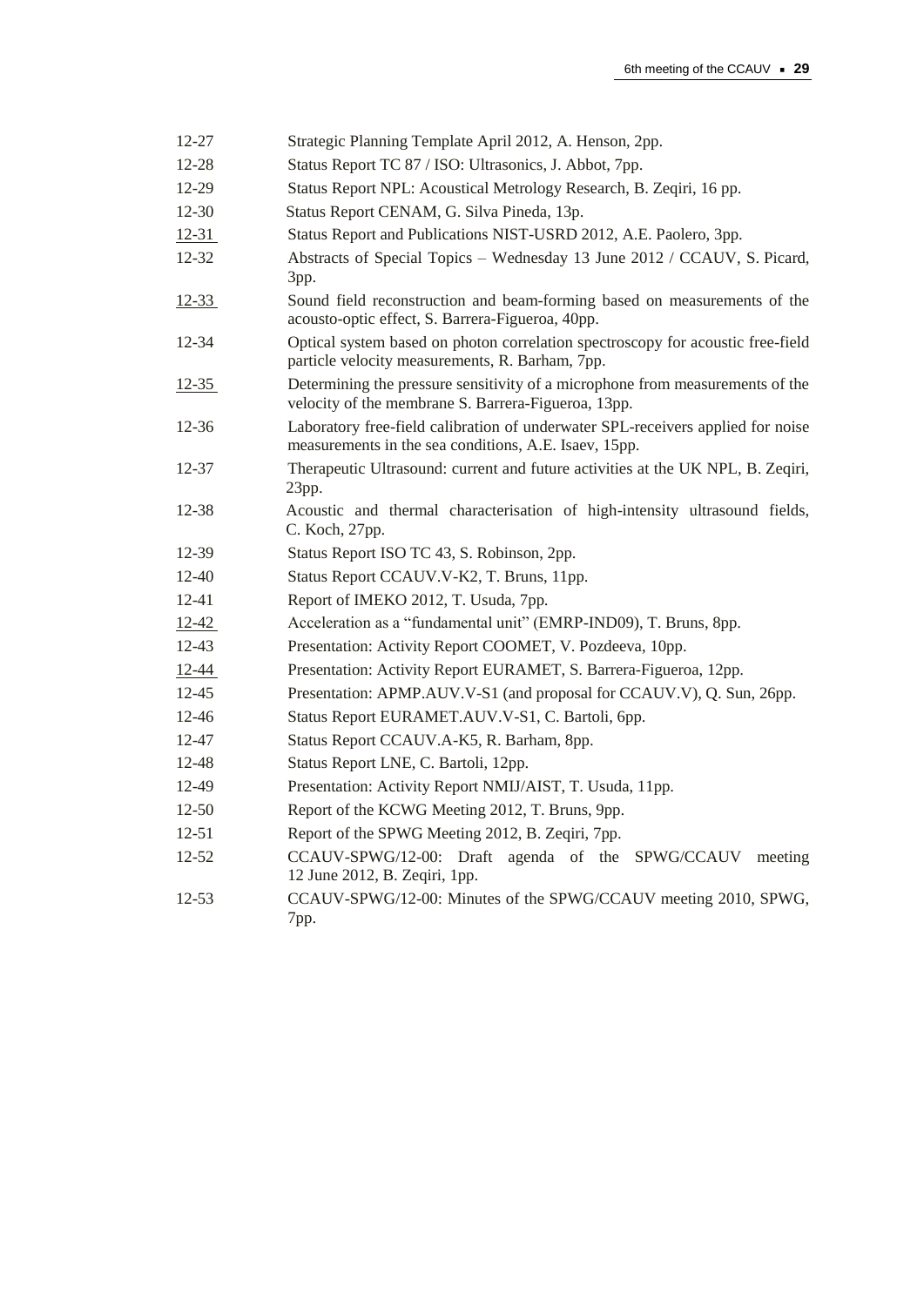| | |
|---|---|
| 12-27 | Strategic Planning Template April 2012, A. Henson, 2pp. |
| 12-28 | Status Report TC 87 / ISO: Ultrasonics, J. Abbot, 7pp. |
| 12-29 | Status Report NPL: Acoustical Metrology Research, B. Zeqiri, 16 pp. |
| 12-30 | Status Report CENAM, G. Silva Pineda, 13p. |
| 12-31 | Status Report and Publications NIST-USRD 2012, A.E. Paolero, 3pp. |
| 12-32 | Abstracts of Special Topics – Wednesday 13 June 2012 / CCAUV, S. Picard, 3pp. |
| 12-33 | Sound field reconstruction and beam-forming based on measurements of the acousto-optic effect, S. Barrera-Figueroa, 40pp. |
| 12-34 | Optical system based on photon correlation spectroscopy for acoustic free-field particle velocity measurements, R. Barham, 7pp. |
| 12-35 | Determining the pressure sensitivity of a microphone from measurements of the velocity of the membrane S. Barrera-Figueroa, 13pp. |
| 12-36 | Laboratory free-field calibration of underwater SPL-receivers applied for noise measurements in the sea conditions, A.E. Isaev, 15pp. |
| 12-37 | Therapeutic Ultrasound: current and future activities at the UK NPL, B. Zeqiri, 23pp. |
| 12-38 | Acoustic and thermal characterisation of high-intensity ultrasound fields, C. Koch, 27pp. |
| 12-39 | Status Report ISO TC 43, S. Robinson, 2pp. |
| 12-40 | Status Report CCAUV.V-K2, T. Bruns, 11pp. |
| 12-41 | Report of IMEKO 2012, T. Usuda, 7pp. |
| 12-42 | Acceleration as a "fundamental unit" (EMRP-IND09), T. Bruns, 8pp. |
| 12-43 | Presentation: Activity Report COOMET, V. Pozdeeva, 10pp. |
| 12-44 | Presentation: Activity Report EURAMET, S. Barrera-Figueroa, 12pp. |
| 12-45 | Presentation: APMP.AUV.V-S1 (and proposal for CCAUV.V), Q. Sun, 26pp. |
| 12-46 | Status Report EURAMET.AUV.V-S1, C. Bartoli, 6pp. |
| 12-47 | Status Report CCAUV.A-K5, R. Barham, 8pp. |
| 12-48 | Status Report LNE, C. Bartoli, 12pp. |
| 12-49 | Presentation: Activity Report NMIJ/AIST, T. Usuda, 11pp. |
| 12-50 | Report of the KCWG Meeting 2012, T. Bruns, 9pp. |
| 12-51 | Report of the SPWG Meeting 2012, B. Zeqiri, 7pp. |
| 12-52 | CCAUV-SPWG/12-00: Draft agenda of the SPWG/CCAUV meeting 12 June 2012, B. Zeqiri, 1pp. |
| 12-53 | CCAUV-SPWG/12-00: Minutes of the SPWG/CCAUV meeting 2010, SPWG, 7pp. |